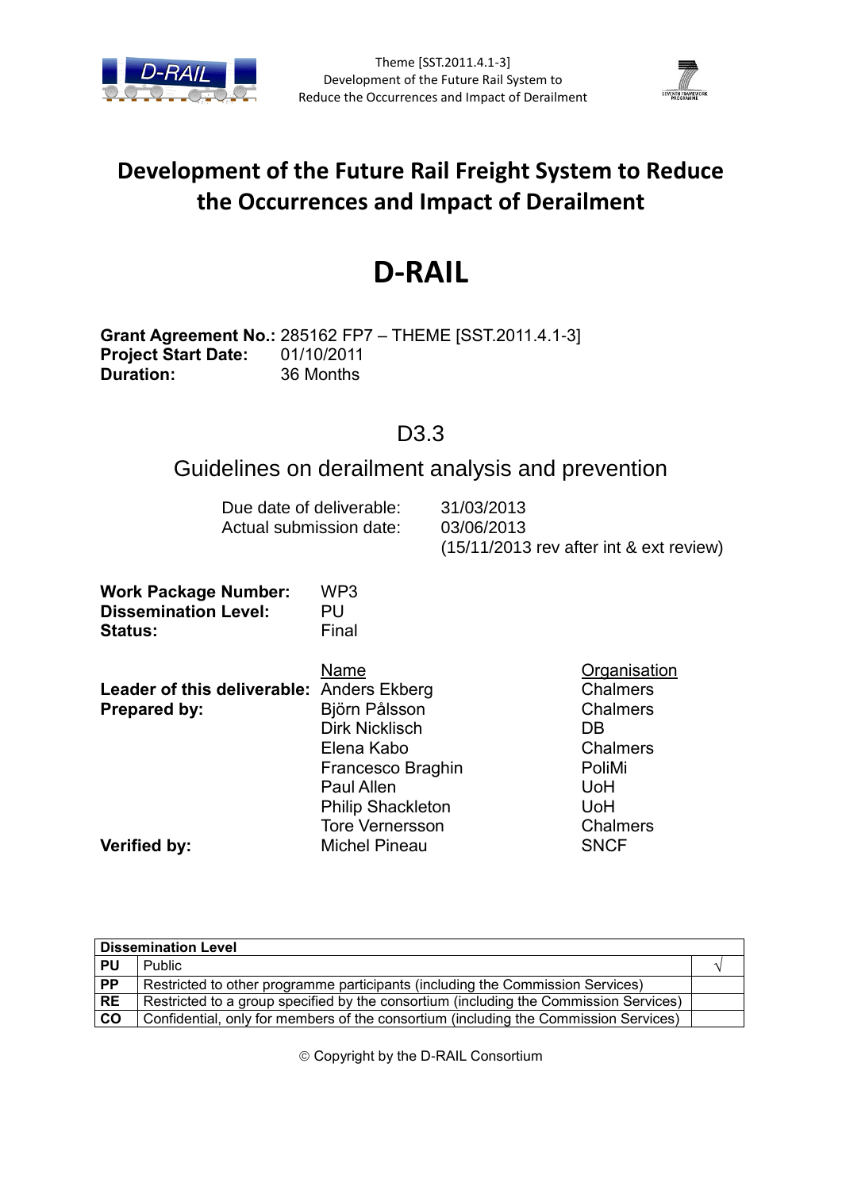Theme [SST.2011.4.1-3]
Development of the Future Rail System to Reduce the Occurrences and Impact of Derailment

# Development of the Future Rail Freight System to Reduce the Occurrences and Impact of Derailment

# D-RAIL

**Grant Agreement No.:** 285162 FP7 – THEME [SST.2011.4.1-3]
**Project Start Date:** 01/10/2011
**Duration:** 36 Months

## D3.3

## Guidelines on derailment analysis and prevention

Due date of deliverable: 31/03/2013
Actual submission date: 03/06/2013
(15/11/2013 rev after int & ext review)

**Work Package Number:** WP3
**Dissemination Level:** PU
**Status:** Final

| | Name | Organisation |
|---|---|---|
| **Leader of this deliverable:** | Anders Ekberg | Chalmers |
| **Prepared by:** | Björn Pålsson | Chalmers |
| | Dirk Nicklisch | DB |
| | Elena Kabo | Chalmers |
| | Francesco Braghin | PoliMi |
| | Paul Allen | UoH |
| | Philip Shackleton | UoH |
| | Tore Vernersson | Chalmers |
| **Verified by:** | Michel Pineau | SNCF |

| **Dissemination Level** | | |
|---|---|---|
| **PU** | Public | √ |
| **PP** | Restricted to other programme participants (including the Commission Services) | |
| **RE** | Restricted to a group specified by the consortium (including the Commission Services) | |
| **CO** | Confidential, only for members of the consortium (including the Commission Services) | |

© Copyright by the D-RAIL Consortium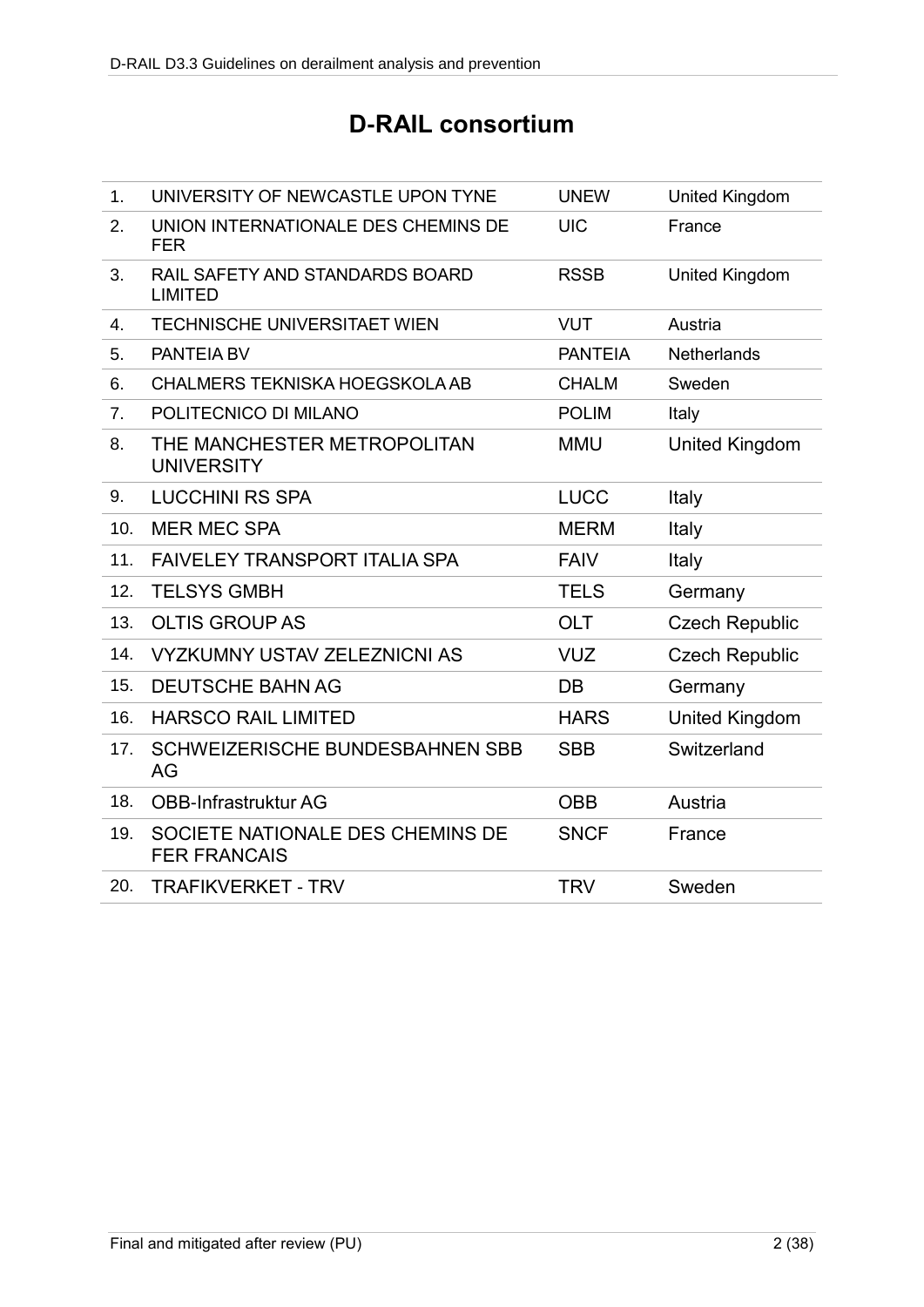# D-RAIL consortium

| | | | |
|---|---|---|---|
| 1. | UNIVERSITY OF NEWCASTLE UPON TYNE | UNEW | United Kingdom |
| 2. | UNION INTERNATIONALE DES CHEMINS DE FER | UIC | France |
| 3. | RAIL SAFETY AND STANDARDS BOARD LIMITED | RSSB | United Kingdom |
| 4. | TECHNISCHE UNIVERSITAET WIEN | VUT | Austria |
| 5. | PANTEIA BV | PANTEIA | Netherlands |
| 6. | CHALMERS TEKNISKA HOEGSKOLA AB | CHALM | Sweden |
| 7. | POLITECNICO DI MILANO | POLIM | Italy |
| 8. | THE MANCHESTER METROPOLITAN UNIVERSITY | MMU | United Kingdom |
| 9. | LUCCHINI RS SPA | LUCC | Italy |
| 10. | MER MEC SPA | MERM | Italy |
| 11. | FAIVELEY TRANSPORT ITALIA SPA | FAIV | Italy |
| 12. | TELSYS GMBH | TELS | Germany |
| 13. | OLTIS GROUP AS | OLT | Czech Republic |
| 14. | VYZKUMNY USTAV ZELEZNICNI AS | VUZ | Czech Republic |
| 15. | DEUTSCHE BAHN AG | DB | Germany |
| 16. | HARSCO RAIL LIMITED | HARS | United Kingdom |
| 17. | SCHWEIZERISCHE BUNDESBAHNEN SBB AG | SBB | Switzerland |
| 18. | OBB-Infrastruktur AG | OBB | Austria |
| 19. | SOCIETE NATIONALE DES CHEMINS DE FER FRANCAIS | SNCF | France |
| 20. | TRAFIKVERKET - TRV | TRV | Sweden |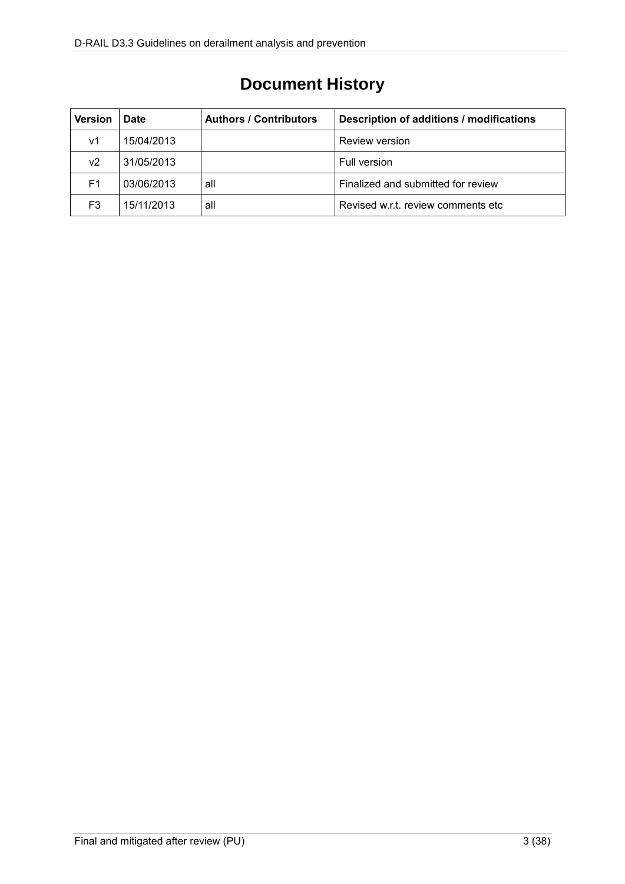# Document History

| Version | Date | Authors / Contributors | Description of additions / modifications |
|---|---|---|---|
| v1 | 15/04/2013 | | Review version |
| v2 | 31/05/2013 | | Full version |
| F1 | 03/06/2013 | all | Finalized and submitted for review |
| F3 | 15/11/2013 | all | Revised w.r.t. review comments etc |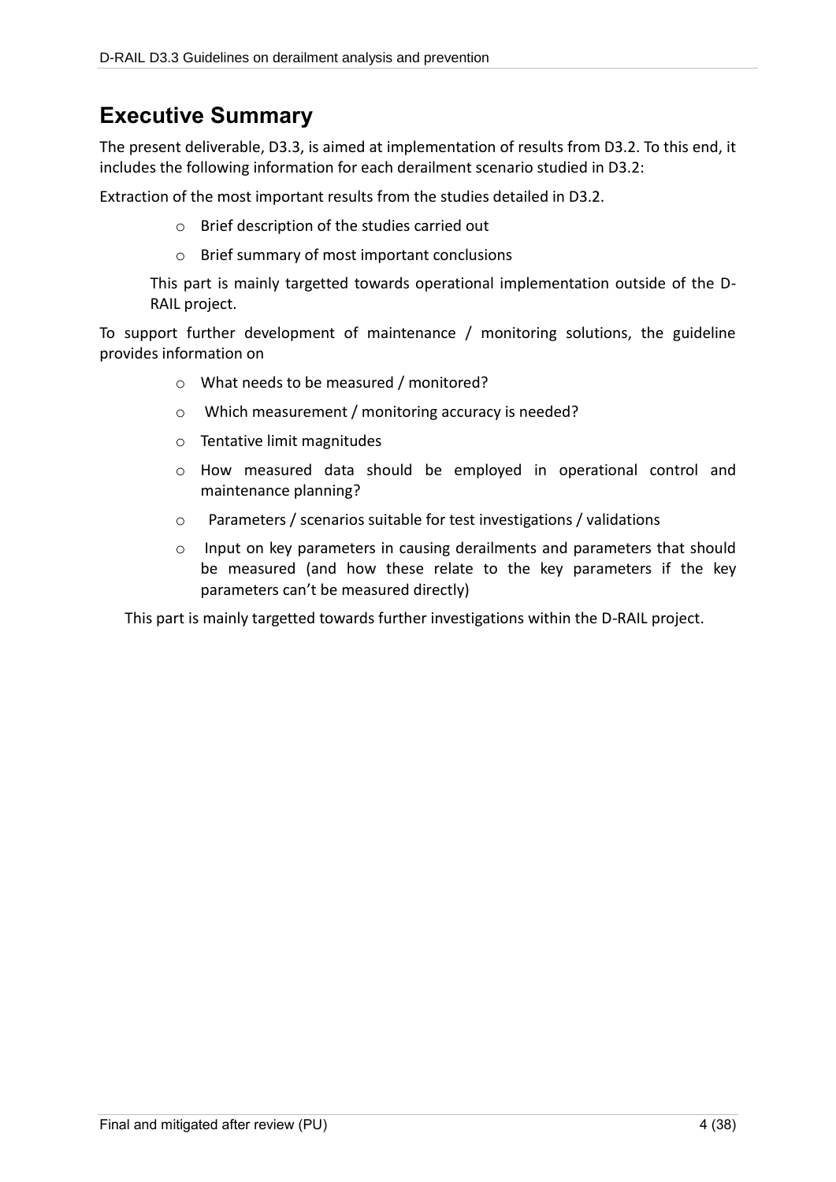# Executive Summary

The present deliverable, D3.3, is aimed at implementation of results from D3.2. To this end, it includes the following information for each derailment scenario studied in D3.2:

Extraction of the most important results from the studies detailed in D3.2.

- Brief description of the studies carried out
- Brief summary of most important conclusions

This part is mainly targetted towards operational implementation outside of the D-RAIL project.

To support further development of maintenance / monitoring solutions, the guideline provides information on

- What needs to be measured / monitored?
- Which measurement / monitoring accuracy is needed?
- Tentative limit magnitudes
- How measured data should be employed in operational control and maintenance planning?
- Parameters / scenarios suitable for test investigations / validations
- Input on key parameters in causing derailments and parameters that should be measured (and how these relate to the key parameters if the key parameters can't be measured directly)

This part is mainly targetted towards further investigations within the D-RAIL project.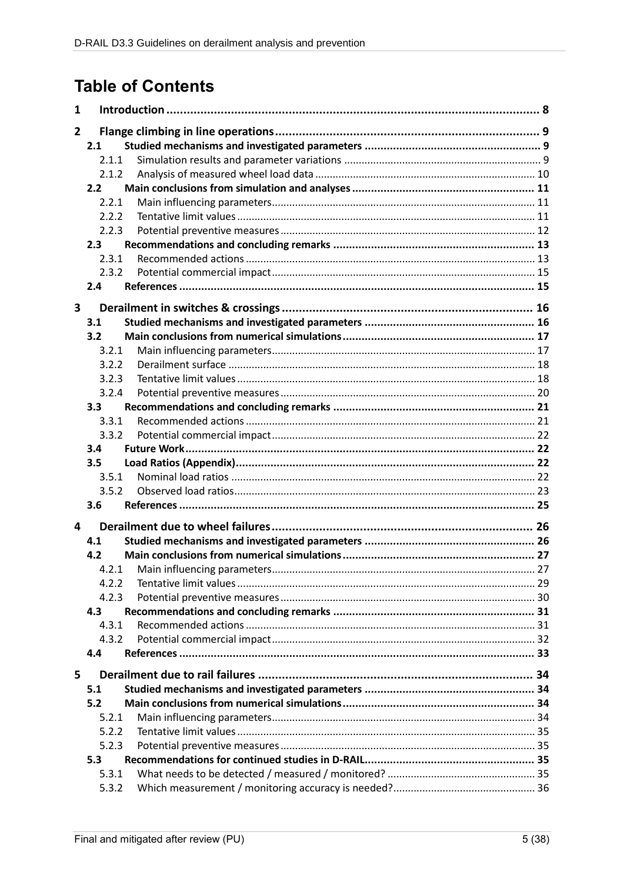# Table of Contents

1 Introduction ........ 8

2 Flange climbing in line operations ........ 9

- 2.1 Studied mechanisms and investigated parameters ........ 9
  - 2.1.1 Simulation results and parameter variations ........ 9
  - 2.1.2 Analysis of measured wheel load data ........ 10
- 2.2 Main conclusions from simulation and analyses ........ 11
  - 2.2.1 Main influencing parameters ........ 11
  - 2.2.2 Tentative limit values ........ 11
  - 2.2.3 Potential preventive measures ........ 12
- 2.3 Recommendations and concluding remarks ........ 13
  - 2.3.1 Recommended actions ........ 13
  - 2.3.2 Potential commercial impact ........ 15
- 2.4 References ........ 15

3 Derailment in switches & crossings ........ 16

- 3.1 Studied mechanisms and investigated parameters ........ 16
- 3.2 Main conclusions from numerical simulations ........ 17
  - 3.2.1 Main influencing parameters ........ 17
  - 3.2.2 Derailment surface ........ 18
  - 3.2.3 Tentative limit values ........ 18
  - 3.2.4 Potential preventive measures ........ 20
- 3.3 Recommendations and concluding remarks ........ 21
  - 3.3.1 Recommended actions ........ 21
  - 3.3.2 Potential commercial impact ........ 22
- 3.4 Future Work ........ 22
- 3.5 Load Ratios (Appendix) ........ 22
  - 3.5.1 Nominal load ratios ........ 22
  - 3.5.2 Observed load ratios ........ 23
- 3.6 References ........ 25

4 Derailment due to wheel failures ........ 26

- 4.1 Studied mechanisms and investigated parameters ........ 26
- 4.2 Main conclusions from numerical simulations ........ 27
  - 4.2.1 Main influencing parameters ........ 27
  - 4.2.2 Tentative limit values ........ 29
  - 4.2.3 Potential preventive measures ........ 30
- 4.3 Recommendations and concluding remarks ........ 31
  - 4.3.1 Recommended actions ........ 31
  - 4.3.2 Potential commercial impact ........ 32
- 4.4 References ........ 33

5 Derailment due to rail failures ........ 34

- 5.1 Studied mechanisms and investigated parameters ........ 34
- 5.2 Main conclusions from numerical simulations ........ 34
  - 5.2.1 Main influencing parameters ........ 34
  - 5.2.2 Tentative limit values ........ 35
  - 5.2.3 Potential preventive measures ........ 35
- 5.3 Recommendations for continued studies in D-RAIL ........ 35
  - 5.3.1 What needs to be detected / measured / monitored? ........ 35
  - 5.3.2 Which measurement / monitoring accuracy is needed? ........ 36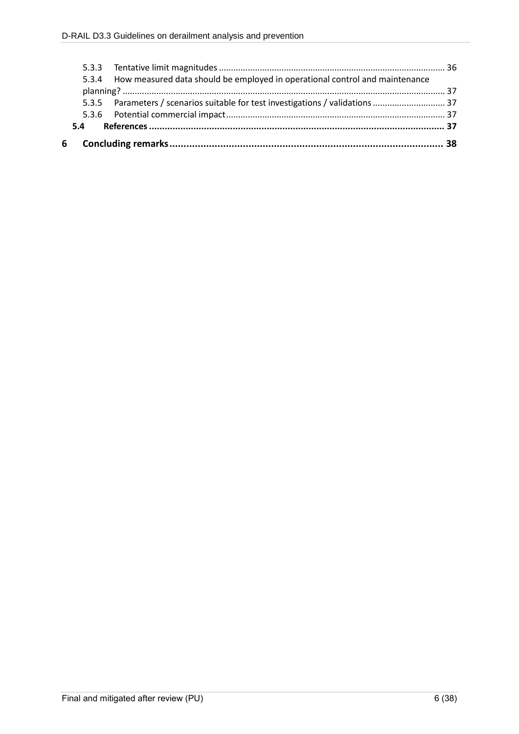5.3.3 Tentative limit magnitudes ............................................................................................ 36

5.3.4 How measured data should be employed in operational control and maintenance planning? ..................................................................................................................................... 37

5.3.5 Parameters / scenarios suitable for test investigations / validations ............................ 37

5.3.6 Potential commercial impact.......................................................................................... 37

**5.4 References ................................................................................................................ 37**

**6 Concluding remarks................................................................................................. 38**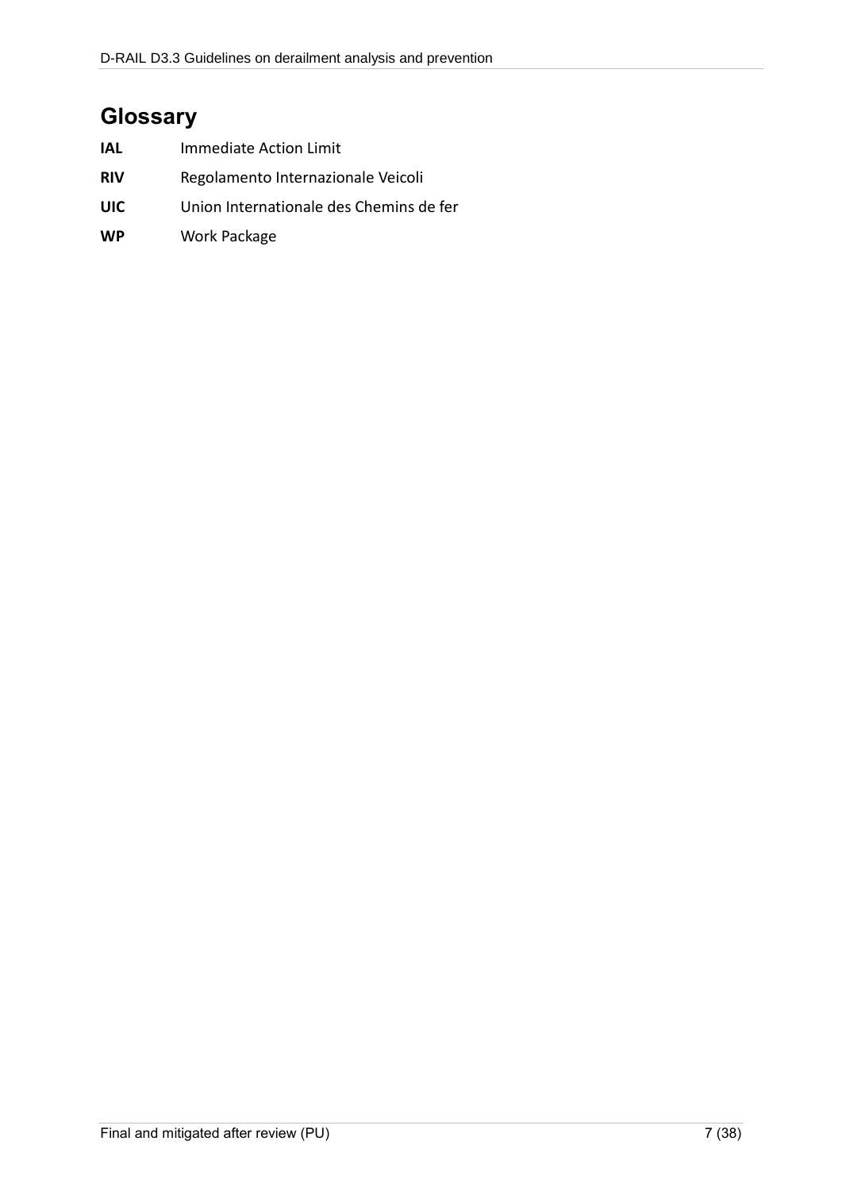# Glossary

| | |
|---|---|
| **IAL** | Immediate Action Limit |
| **RIV** | Regolamento Internazionale Veicoli |
| **UIC** | Union Internationale des Chemins de fer |
| **WP** | Work Package |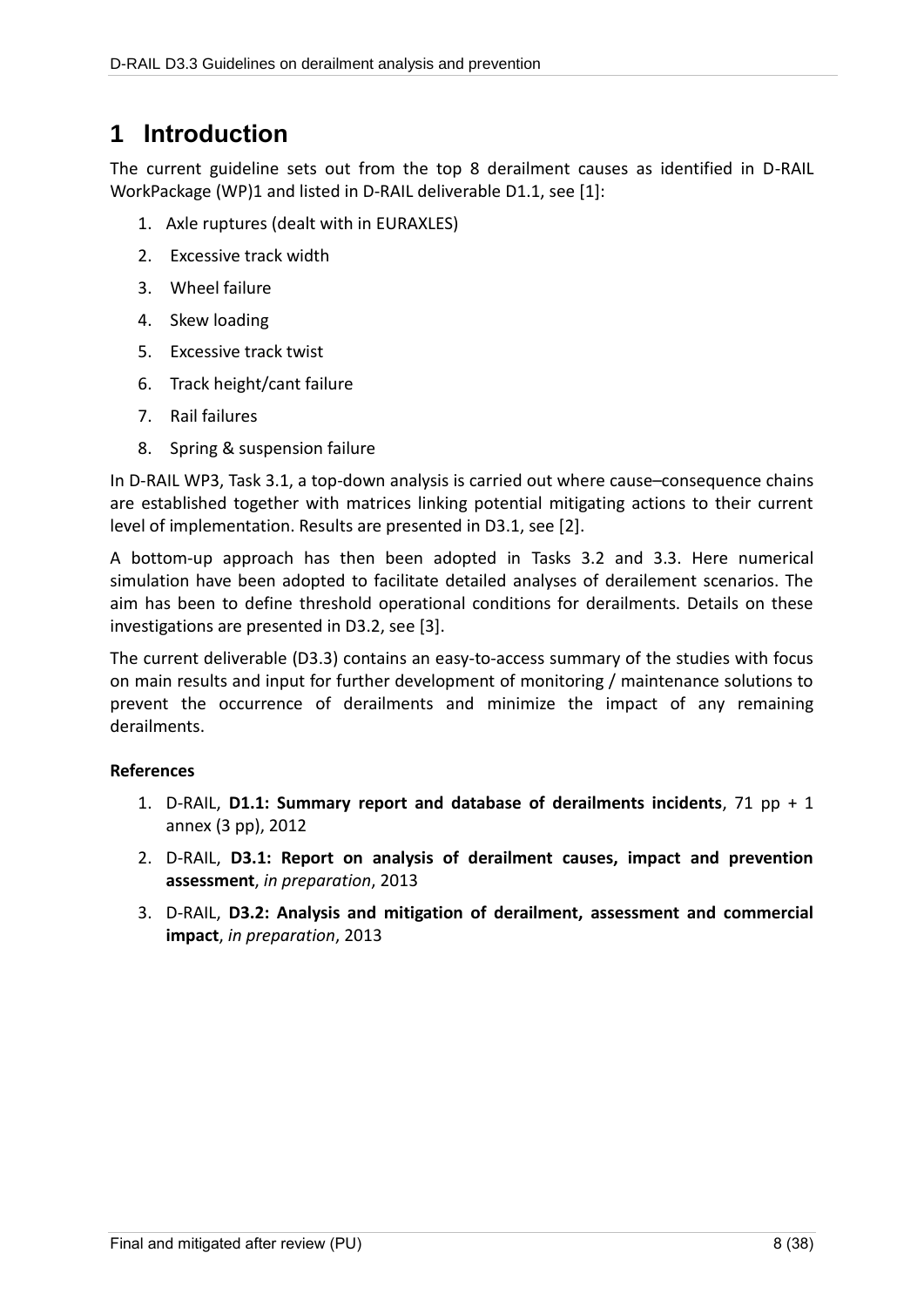# 1 Introduction

The current guideline sets out from the top 8 derailment causes as identified in D-RAIL WorkPackage (WP)1 and listed in D-RAIL deliverable D1.1, see [1]:

1. Axle ruptures (dealt with in EURAXLES)
2. Excessive track width
3. Wheel failure
4. Skew loading
5. Excessive track twist
6. Track height/cant failure
7. Rail failures
8. Spring & suspension failure

In D-RAIL WP3, Task 3.1, a top-down analysis is carried out where cause–consequence chains are established together with matrices linking potential mitigating actions to their current level of implementation. Results are presented in D3.1, see [2].

A bottom-up approach has then been adopted in Tasks 3.2 and 3.3. Here numerical simulation have been adopted to facilitate detailed analyses of derailement scenarios. The aim has been to define threshold operational conditions for derailments. Details on these investigations are presented in D3.2, see [3].

The current deliverable (D3.3) contains an easy-to-access summary of the studies with focus on main results and input for further development of monitoring / maintenance solutions to prevent the occurrence of derailments and minimize the impact of any remaining derailments.

**References**

1. D-RAIL, **D1.1: Summary report and database of derailments incidents**, 71 pp + 1 annex (3 pp), 2012
2. D-RAIL, **D3.1: Report on analysis of derailment causes, impact and prevention assessment**, *in preparation*, 2013
3. D-RAIL, **D3.2: Analysis and mitigation of derailment, assessment and commercial impact**, *in preparation*, 2013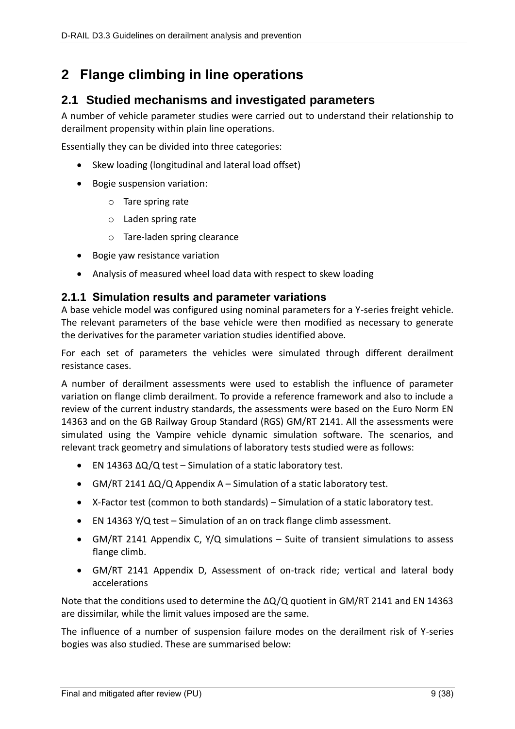# 2 Flange climbing in line operations

## 2.1 Studied mechanisms and investigated parameters

A number of vehicle parameter studies were carried out to understand their relationship to derailment propensity within plain line operations.

Essentially they can be divided into three categories:

- Skew loading (longitudinal and lateral load offset)
- Bogie suspension variation:
  - Tare spring rate
  - Laden spring rate
  - Tare-laden spring clearance
- Bogie yaw resistance variation
- Analysis of measured wheel load data with respect to skew loading

### 2.1.1 Simulation results and parameter variations

A base vehicle model was configured using nominal parameters for a Y-series freight vehicle. The relevant parameters of the base vehicle were then modified as necessary to generate the derivatives for the parameter variation studies identified above.

For each set of parameters the vehicles were simulated through different derailment resistance cases.

A number of derailment assessments were used to establish the influence of parameter variation on flange climb derailment. To provide a reference framework and also to include a review of the current industry standards, the assessments were based on the Euro Norm EN 14363 and on the GB Railway Group Standard (RGS) GM/RT 2141. All the assessments were simulated using the Vampire vehicle dynamic simulation software. The scenarios, and relevant track geometry and simulations of laboratory tests studied were as follows:

- EN 14363 $\Delta Q/Q$ test – Simulation of a static laboratory test.
- GM/RT 2141 $\Delta Q/Q$ Appendix A – Simulation of a static laboratory test.
- X-Factor test (common to both standards) – Simulation of a static laboratory test.
- EN 14363 Y/Q test – Simulation of an on track flange climb assessment.
- GM/RT 2141 Appendix C, Y/Q simulations – Suite of transient simulations to assess flange climb.
- GM/RT 2141 Appendix D, Assessment of on-track ride; vertical and lateral body accelerations

Note that the conditions used to determine the $\Delta Q/Q$ quotient in GM/RT 2141 and EN 14363 are dissimilar, while the limit values imposed are the same.

The influence of a number of suspension failure modes on the derailment risk of Y-series bogies was also studied. These are summarised below: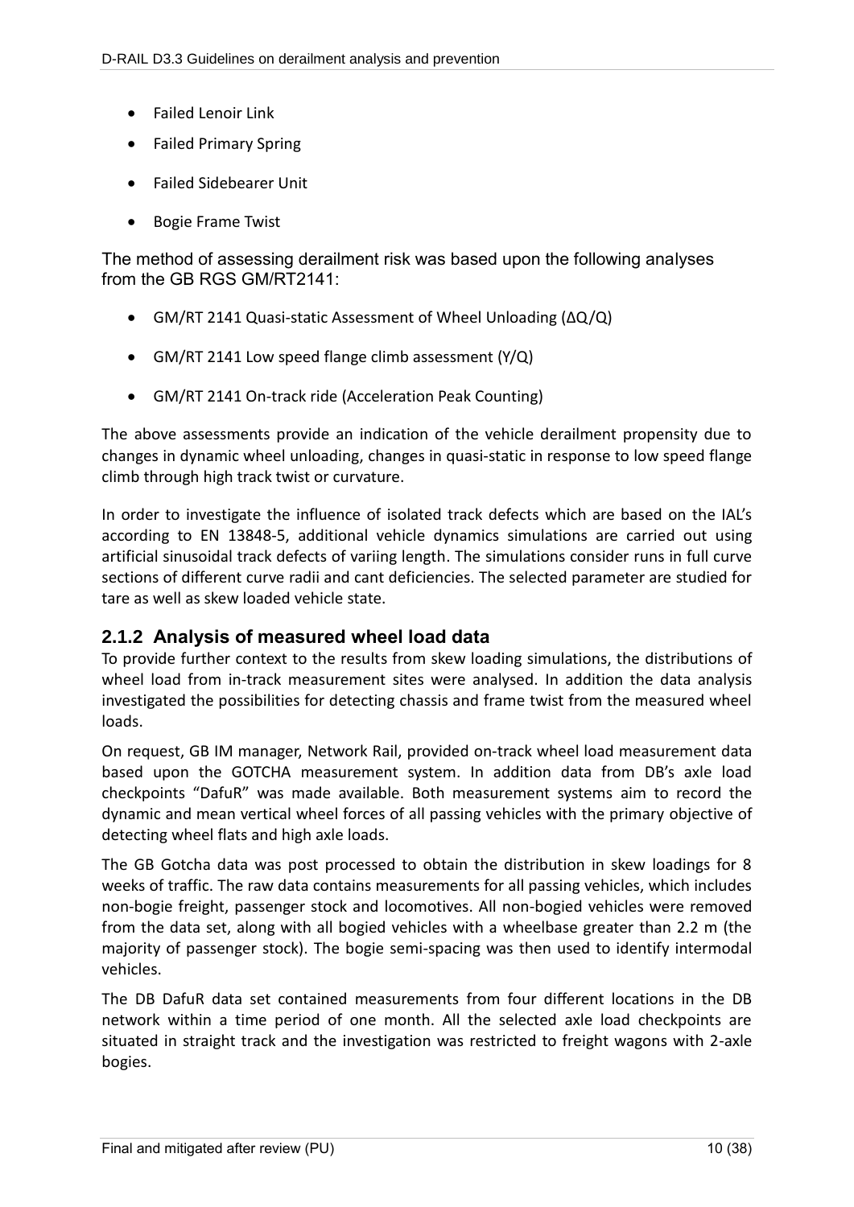- Failed Lenoir Link
- Failed Primary Spring
- Failed Sidebearer Unit
- Bogie Frame Twist

The method of assessing derailment risk was based upon the following analyses from the GB RGS GM/RT2141:

- GM/RT 2141 Quasi-static Assessment of Wheel Unloading ($\Delta Q/Q$)
- GM/RT 2141 Low speed flange climb assessment ($Y/Q$)
- GM/RT 2141 On-track ride (Acceleration Peak Counting)

The above assessments provide an indication of the vehicle derailment propensity due to changes in dynamic wheel unloading, changes in quasi-static in response to low speed flange climb through high track twist or curvature.

In order to investigate the influence of isolated track defects which are based on the IAL's according to EN 13848-5, additional vehicle dynamics simulations are carried out using artificial sinusoidal track defects of variing length. The simulations consider runs in full curve sections of different curve radii and cant deficiencies. The selected parameter are studied for tare as well as skew loaded vehicle state.

### 2.1.2 Analysis of measured wheel load data

To provide further context to the results from skew loading simulations, the distributions of wheel load from in-track measurement sites were analysed. In addition the data analysis investigated the possibilities for detecting chassis and frame twist from the measured wheel loads.

On request, GB IM manager, Network Rail, provided on-track wheel load measurement data based upon the GOTCHA measurement system. In addition data from DB's axle load checkpoints "DafuR" was made available. Both measurement systems aim to record the dynamic and mean vertical wheel forces of all passing vehicles with the primary objective of detecting wheel flats and high axle loads.

The GB Gotcha data was post processed to obtain the distribution in skew loadings for 8 weeks of traffic. The raw data contains measurements for all passing vehicles, which includes non-bogie freight, passenger stock and locomotives. All non-bogied vehicles were removed from the data set, along with all bogied vehicles with a wheelbase greater than 2.2 m (the majority of passenger stock). The bogie semi-spacing was then used to identify intermodal vehicles.

The DB DafuR data set contained measurements from four different locations in the DB network within a time period of one month. All the selected axle load checkpoints are situated in straight track and the investigation was restricted to freight wagons with 2-axle bogies.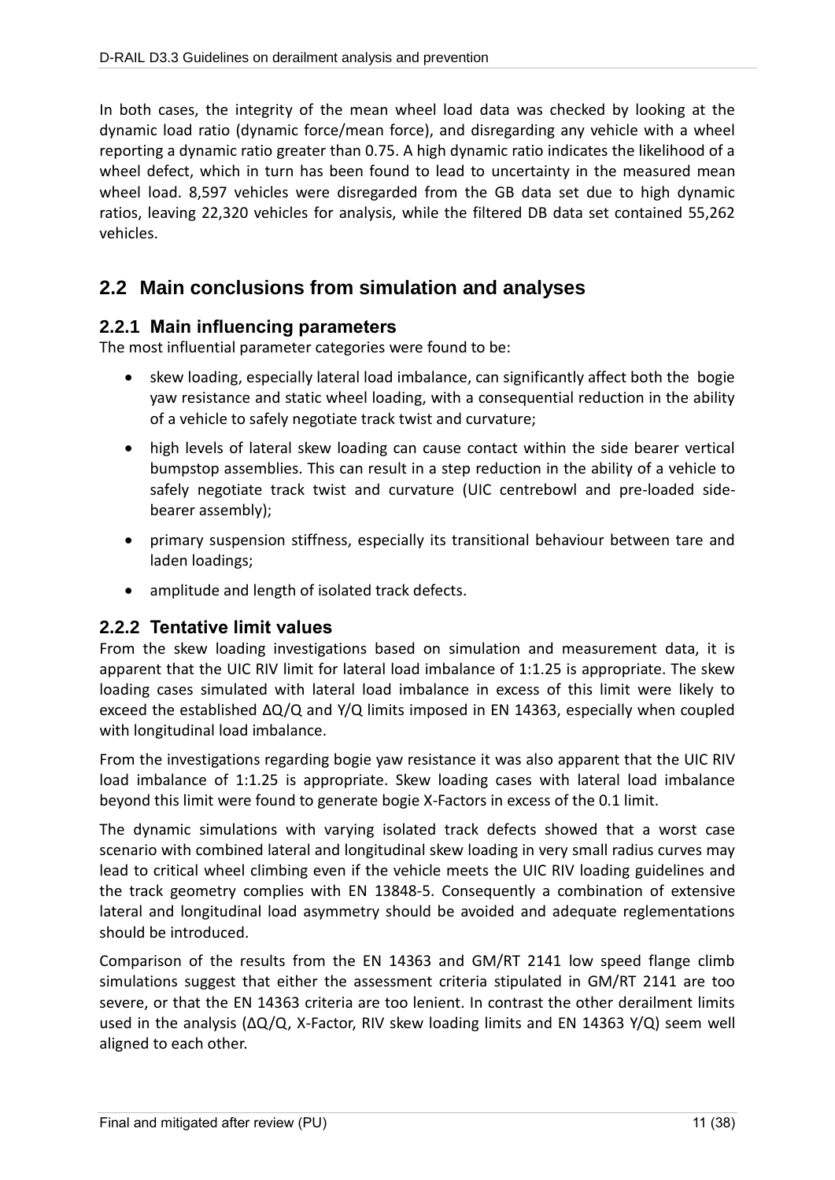In both cases, the integrity of the mean wheel load data was checked by looking at the dynamic load ratio (dynamic force/mean force), and disregarding any vehicle with a wheel reporting a dynamic ratio greater than 0.75. A high dynamic ratio indicates the likelihood of a wheel defect, which in turn has been found to lead to uncertainty in the measured mean wheel load. 8,597 vehicles were disregarded from the GB data set due to high dynamic ratios, leaving 22,320 vehicles for analysis, while the filtered DB data set contained 55,262 vehicles.

## 2.2 Main conclusions from simulation and analyses

### 2.2.1 Main influencing parameters

The most influential parameter categories were found to be:

- skew loading, especially lateral load imbalance, can significantly affect both the bogie yaw resistance and static wheel loading, with a consequential reduction in the ability of a vehicle to safely negotiate track twist and curvature;
- high levels of lateral skew loading can cause contact within the side bearer vertical bumpstop assemblies. This can result in a step reduction in the ability of a vehicle to safely negotiate track twist and curvature (UIC centrebowl and pre-loaded side-bearer assembly);
- primary suspension stiffness, especially its transitional behaviour between tare and laden loadings;
- amplitude and length of isolated track defects.

### 2.2.2 Tentative limit values

From the skew loading investigations based on simulation and measurement data, it is apparent that the UIC RIV limit for lateral load imbalance of 1:1.25 is appropriate. The skew loading cases simulated with lateral load imbalance in excess of this limit were likely to exceed the established $\Delta Q/Q$ and $Y/Q$ limits imposed in EN 14363, especially when coupled with longitudinal load imbalance.

From the investigations regarding bogie yaw resistance it was also apparent that the UIC RIV load imbalance of 1:1.25 is appropriate. Skew loading cases with lateral load imbalance beyond this limit were found to generate bogie X-Factors in excess of the 0.1 limit.

The dynamic simulations with varying isolated track defects showed that a worst case scenario with combined lateral and longitudinal skew loading in very small radius curves may lead to critical wheel climbing even if the vehicle meets the UIC RIV loading guidelines and the track geometry complies with EN 13848-5. Consequently a combination of extensive lateral and longitudinal load asymmetry should be avoided and adequate reglementations should be introduced.

Comparison of the results from the EN 14363 and GM/RT 2141 low speed flange climb simulations suggest that either the assessment criteria stipulated in GM/RT 2141 are too severe, or that the EN 14363 criteria are too lenient. In contrast the other derailment limits used in the analysis ($\Delta Q/Q$, X-Factor, RIV skew loading limits and EN 14363 $Y/Q$) seem well aligned to each other.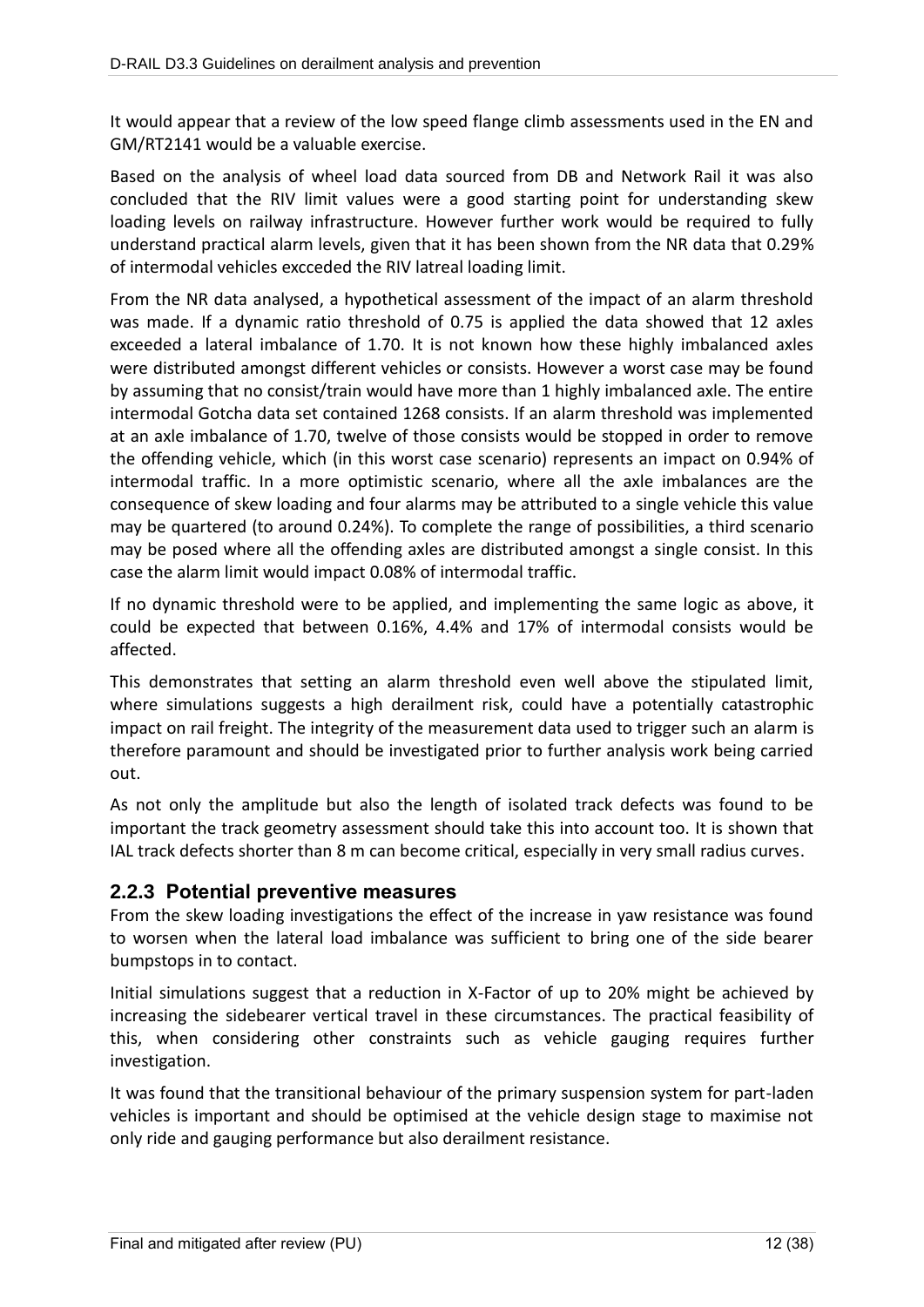It would appear that a review of the low speed flange climb assessments used in the EN and GM/RT2141 would be a valuable exercise.

Based on the analysis of wheel load data sourced from DB and Network Rail it was also concluded that the RIV limit values were a good starting point for understanding skew loading levels on railway infrastructure. However further work would be required to fully understand practical alarm levels, given that it has been shown from the NR data that 0.29% of intermodal vehicles excceded the RIV latreal loading limit.

From the NR data analysed, a hypothetical assessment of the impact of an alarm threshold was made. If a dynamic ratio threshold of 0.75 is applied the data showed that 12 axles exceeded a lateral imbalance of 1.70. It is not known how these highly imbalanced axles were distributed amongst different vehicles or consists. However a worst case may be found by assuming that no consist/train would have more than 1 highly imbalanced axle. The entire intermodal Gotcha data set contained 1268 consists. If an alarm threshold was implemented at an axle imbalance of 1.70, twelve of those consists would be stopped in order to remove the offending vehicle, which (in this worst case scenario) represents an impact on 0.94% of intermodal traffic. In a more optimistic scenario, where all the axle imbalances are the consequence of skew loading and four alarms may be attributed to a single vehicle this value may be quartered (to around 0.24%). To complete the range of possibilities, a third scenario may be posed where all the offending axles are distributed amongst a single consist. In this case the alarm limit would impact 0.08% of intermodal traffic.

If no dynamic threshold were to be applied, and implementing the same logic as above, it could be expected that between 0.16%, 4.4% and 17% of intermodal consists would be affected.

This demonstrates that setting an alarm threshold even well above the stipulated limit, where simulations suggests a high derailment risk, could have a potentially catastrophic impact on rail freight. The integrity of the measurement data used to trigger such an alarm is therefore paramount and should be investigated prior to further analysis work being carried out.

As not only the amplitude but also the length of isolated track defects was found to be important the track geometry assessment should take this into account too. It is shown that IAL track defects shorter than 8 m can become critical, especially in very small radius curves.

### 2.2.3 Potential preventive measures

From the skew loading investigations the effect of the increase in yaw resistance was found to worsen when the lateral load imbalance was sufficient to bring one of the side bearer bumpstops in to contact.

Initial simulations suggest that a reduction in X-Factor of up to 20% might be achieved by increasing the sidebearer vertical travel in these circumstances. The practical feasibility of this, when considering other constraints such as vehicle gauging requires further investigation.

It was found that the transitional behaviour of the primary suspension system for part-laden vehicles is important and should be optimised at the vehicle design stage to maximise not only ride and gauging performance but also derailment resistance.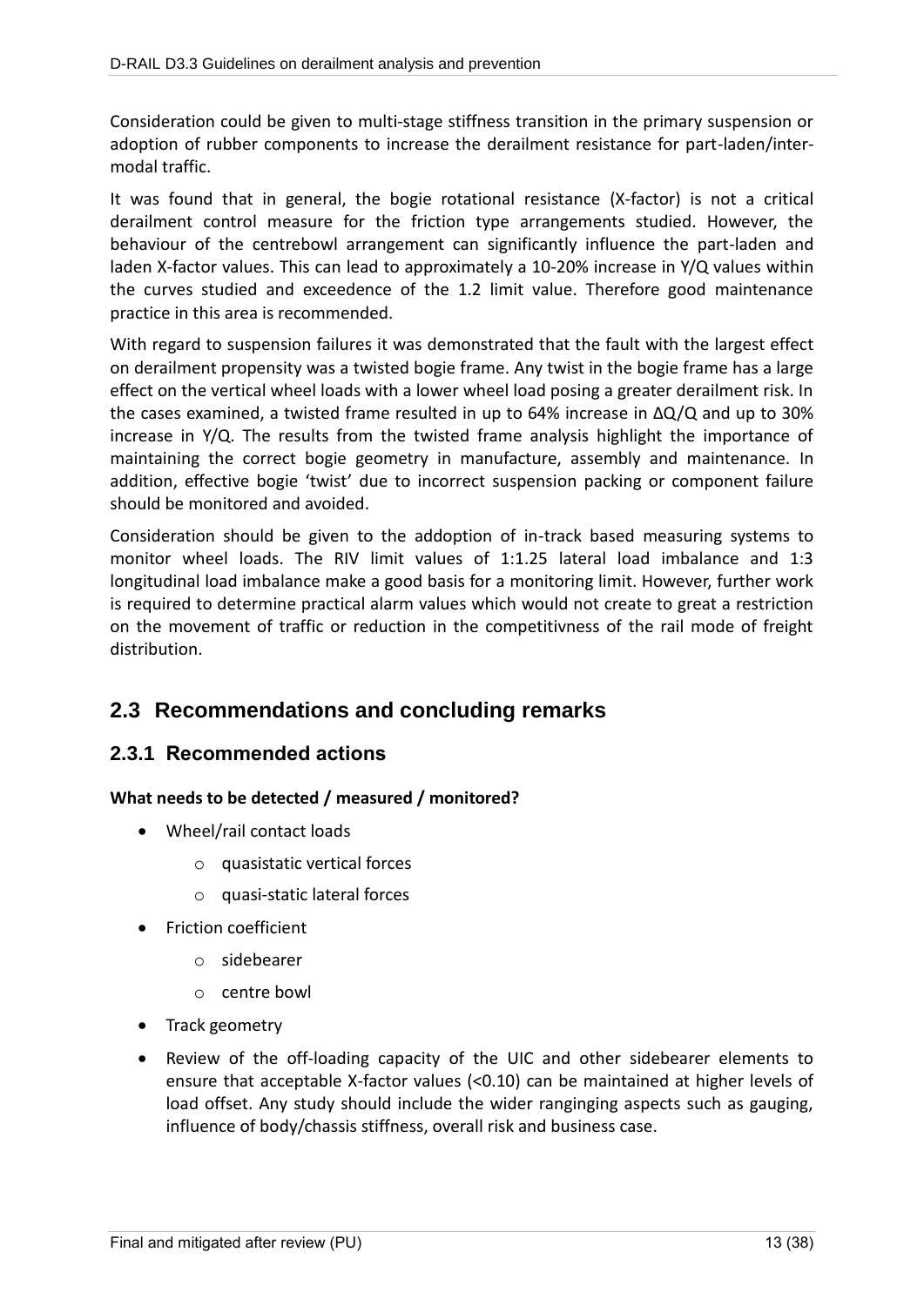Consideration could be given to multi-stage stiffness transition in the primary suspension or adoption of rubber components to increase the derailment resistance for part-laden/inter-modal traffic.

It was found that in general, the bogie rotational resistance (X-factor) is not a critical derailment control measure for the friction type arrangements studied. However, the behaviour of the centrebowl arrangement can significantly influence the part-laden and laden X-factor values. This can lead to approximately a 10-20% increase in Y/Q values within the curves studied and exceedence of the 1.2 limit value. Therefore good maintenance practice in this area is recommended.

With regard to suspension failures it was demonstrated that the fault with the largest effect on derailment propensity was a twisted bogie frame. Any twist in the bogie frame has a large effect on the vertical wheel loads with a lower wheel load posing a greater derailment risk. In the cases examined, a twisted frame resulted in up to 64% increase in $\Delta Q/Q$ and up to 30% increase in Y/Q. The results from the twisted frame analysis highlight the importance of maintaining the correct bogie geometry in manufacture, assembly and maintenance. In addition, effective bogie 'twist' due to incorrect suspension packing or component failure should be monitored and avoided.

Consideration should be given to the addoption of in-track based measuring systems to monitor wheel loads. The RIV limit values of 1:1.25 lateral load imbalance and 1:3 longitudinal load imbalance make a good basis for a monitoring limit. However, further work is required to determine practical alarm values which would not create to great a restriction on the movement of traffic or reduction in the competitivness of the rail mode of freight distribution.

## 2.3 Recommendations and concluding remarks

### 2.3.1 Recommended actions

**What needs to be detected / measured / monitored?**

- Wheel/rail contact loads
  - quasistatic vertical forces
  - quasi-static lateral forces
- Friction coefficient
  - sidebearer
  - centre bowl
- Track geometry
- Review of the off-loading capacity of the UIC and other sidebearer elements to ensure that acceptable X-factor values (<0.10) can be maintained at higher levels of load offset. Any study should include the wider ranginging aspects such as gauging, influence of body/chassis stiffness, overall risk and business case.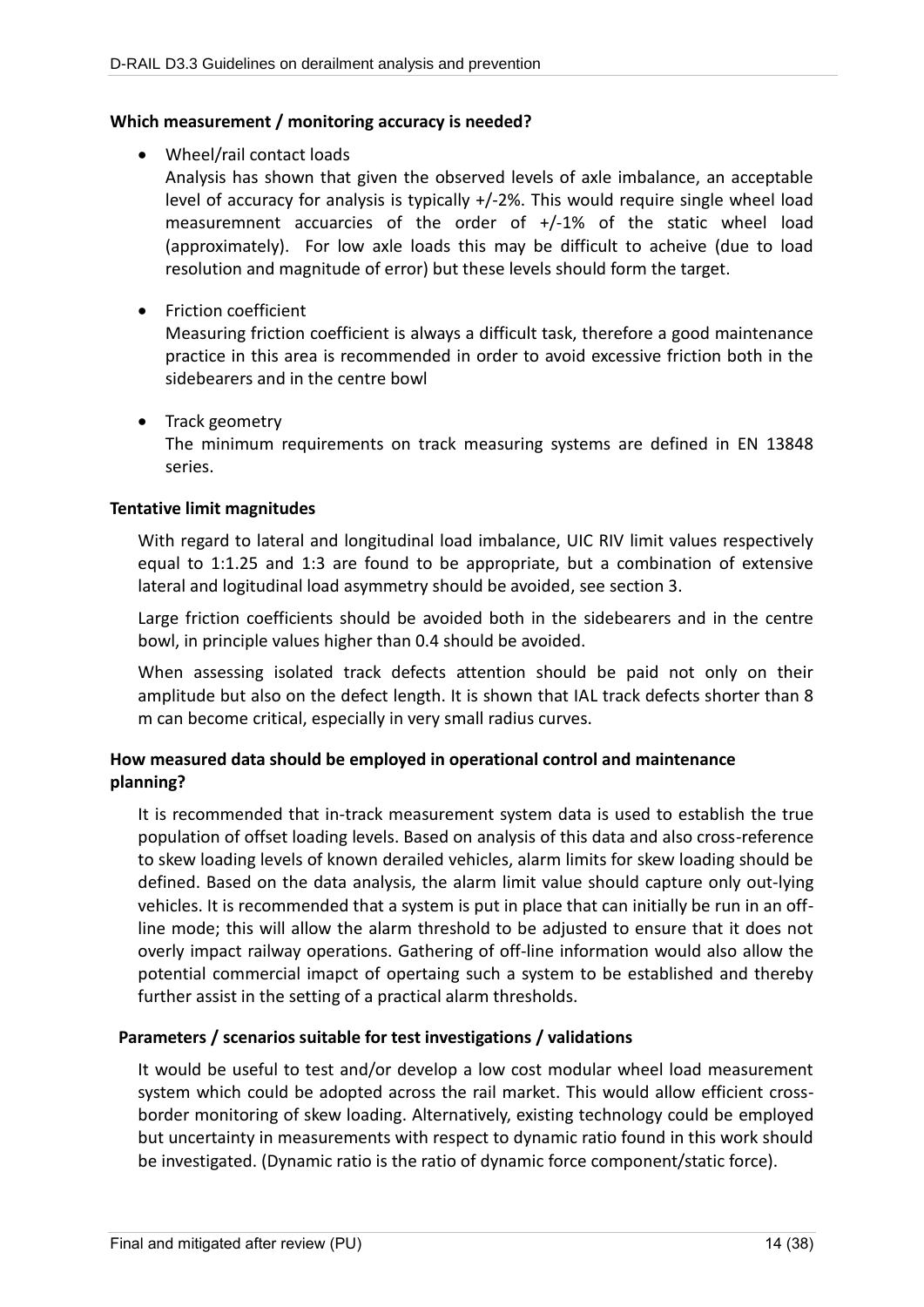**Which measurement / monitoring accuracy is needed?**

- Wheel/rail contact loads
  Analysis has shown that given the observed levels of axle imbalance, an acceptable level of accuracy for analysis is typically +/-2%. This would require single wheel load measuremnent accuarcies of the order of +/-1% of the static wheel load (approximately). For low axle loads this may be difficult to acheive (due to load resolution and magnitude of error) but these levels should form the target.

- Friction coefficient
  Measuring friction coefficient is always a difficult task, therefore a good maintenance practice in this area is recommended in order to avoid excessive friction both in the sidebearers and in the centre bowl

- Track geometry
  The minimum requirements on track measuring systems are defined in EN 13848 series.

**Tentative limit magnitudes**

With regard to lateral and longitudinal load imbalance, UIC RIV limit values respectively equal to 1:1.25 and 1:3 are found to be appropriate, but a combination of extensive lateral and logitudinal load asymmetry should be avoided, see section 3.

Large friction coefficients should be avoided both in the sidebearers and in the centre bowl, in principle values higher than 0.4 should be avoided.

When assessing isolated track defects attention should be paid not only on their amplitude but also on the defect length. It is shown that IAL track defects shorter than 8 m can become critical, especially in very small radius curves.

**How measured data should be employed in operational control and maintenance planning?**

It is recommended that in-track measurement system data is used to establish the true population of offset loading levels. Based on analysis of this data and also cross-reference to skew loading levels of known derailed vehicles, alarm limits for skew loading should be defined. Based on the data analysis, the alarm limit value should capture only out-lying vehicles. It is recommended that a system is put in place that can initially be run in an off-line mode; this will allow the alarm threshold to be adjusted to ensure that it does not overly impact railway operations. Gathering of off-line information would also allow the potential commercial imapct of opertaing such a system to be established and thereby further assist in the setting of a practical alarm thresholds.

**Parameters / scenarios suitable for test investigations / validations**

It would be useful to test and/or develop a low cost modular wheel load measurement system which could be adopted across the rail market. This would allow efficient cross-border monitoring of skew loading. Alternatively, existing technology could be employed but uncertainty in measurements with respect to dynamic ratio found in this work should be investigated. (Dynamic ratio is the ratio of dynamic force component/static force).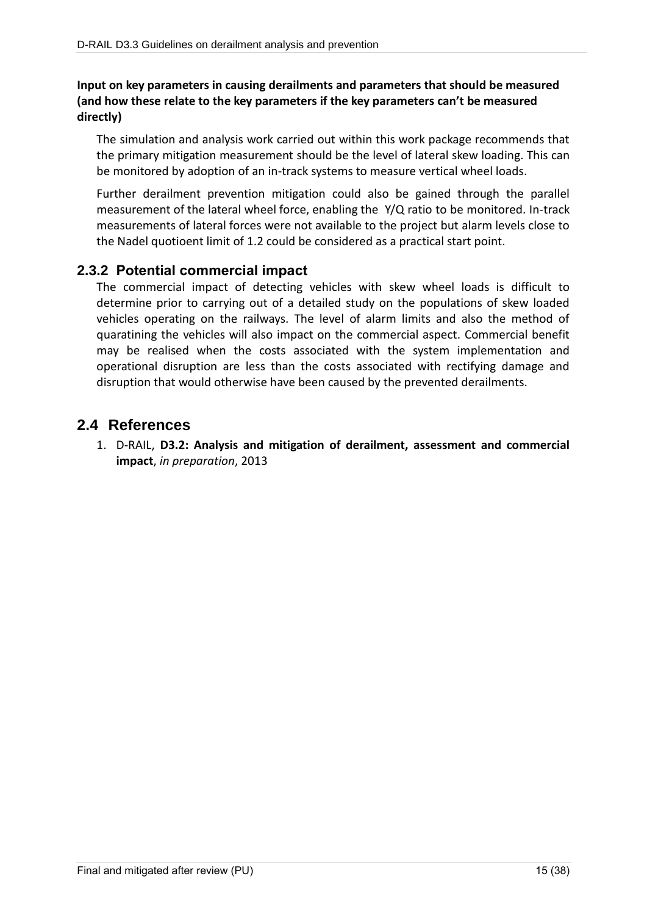**Input on key parameters in causing derailments and parameters that should be measured (and how these relate to the key parameters if the key parameters can't be measured directly)**

The simulation and analysis work carried out within this work package recommends that the primary mitigation measurement should be the level of lateral skew loading. This can be monitored by adoption of an in-track systems to measure vertical wheel loads.

Further derailment prevention mitigation could also be gained through the parallel measurement of the lateral wheel force, enabling the Y/Q ratio to be monitored. In-track measurements of lateral forces were not available to the project but alarm levels close to the Nadel quotioent limit of 1.2 could be considered as a practical start point.

### 2.3.2 Potential commercial impact

The commercial impact of detecting vehicles with skew wheel loads is difficult to determine prior to carrying out of a detailed study on the populations of skew loaded vehicles operating on the railways. The level of alarm limits and also the method of quaratining the vehicles will also impact on the commercial aspect. Commercial benefit may be realised when the costs associated with the system implementation and operational disruption are less than the costs associated with rectifying damage and disruption that would otherwise have been caused by the prevented derailments.

## 2.4 References

1. D-RAIL, **D3.2: Analysis and mitigation of derailment, assessment and commercial impact**, *in preparation*, 2013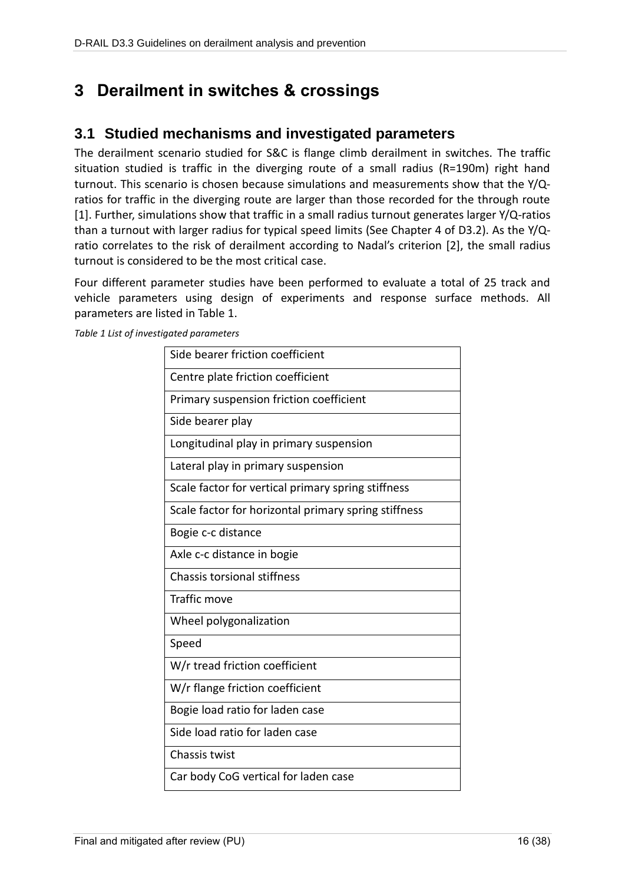# 3 Derailment in switches & crossings

## 3.1 Studied mechanisms and investigated parameters

The derailment scenario studied for S&C is flange climb derailment in switches. The traffic situation studied is traffic in the diverging route of a small radius (R=190m) right hand turnout. This scenario is chosen because simulations and measurements show that the Y/Q-ratios for traffic in the diverging route are larger than those recorded for the through route [1]. Further, simulations show that traffic in a small radius turnout generates larger Y/Q-ratios than a turnout with larger radius for typical speed limits (See Chapter 4 of D3.2). As the Y/Q-ratio correlates to the risk of derailment according to Nadal's criterion [2], the small radius turnout is considered to be the most critical case.

Four different parameter studies have been performed to evaluate a total of 25 track and vehicle parameters using design of experiments and response surface methods. All parameters are listed in Table 1.

*Table 1 List of investigated parameters*

| Parameter |
|---|
| Side bearer friction coefficient |
| Centre plate friction coefficient |
| Primary suspension friction coefficient |
| Side bearer play |
| Longitudinal play in primary suspension |
| Lateral play in primary suspension |
| Scale factor for vertical primary spring stiffness |
| Scale factor for horizontal primary spring stiffness |
| Bogie c-c distance |
| Axle c-c distance in bogie |
| Chassis torsional stiffness |
| Traffic move |
| Wheel polygonalization |
| Speed |
| W/r tread friction coefficient |
| W/r flange friction coefficient |
| Bogie load ratio for laden case |
| Side load ratio for laden case |
| Chassis twist |
| Car body CoG vertical for laden case |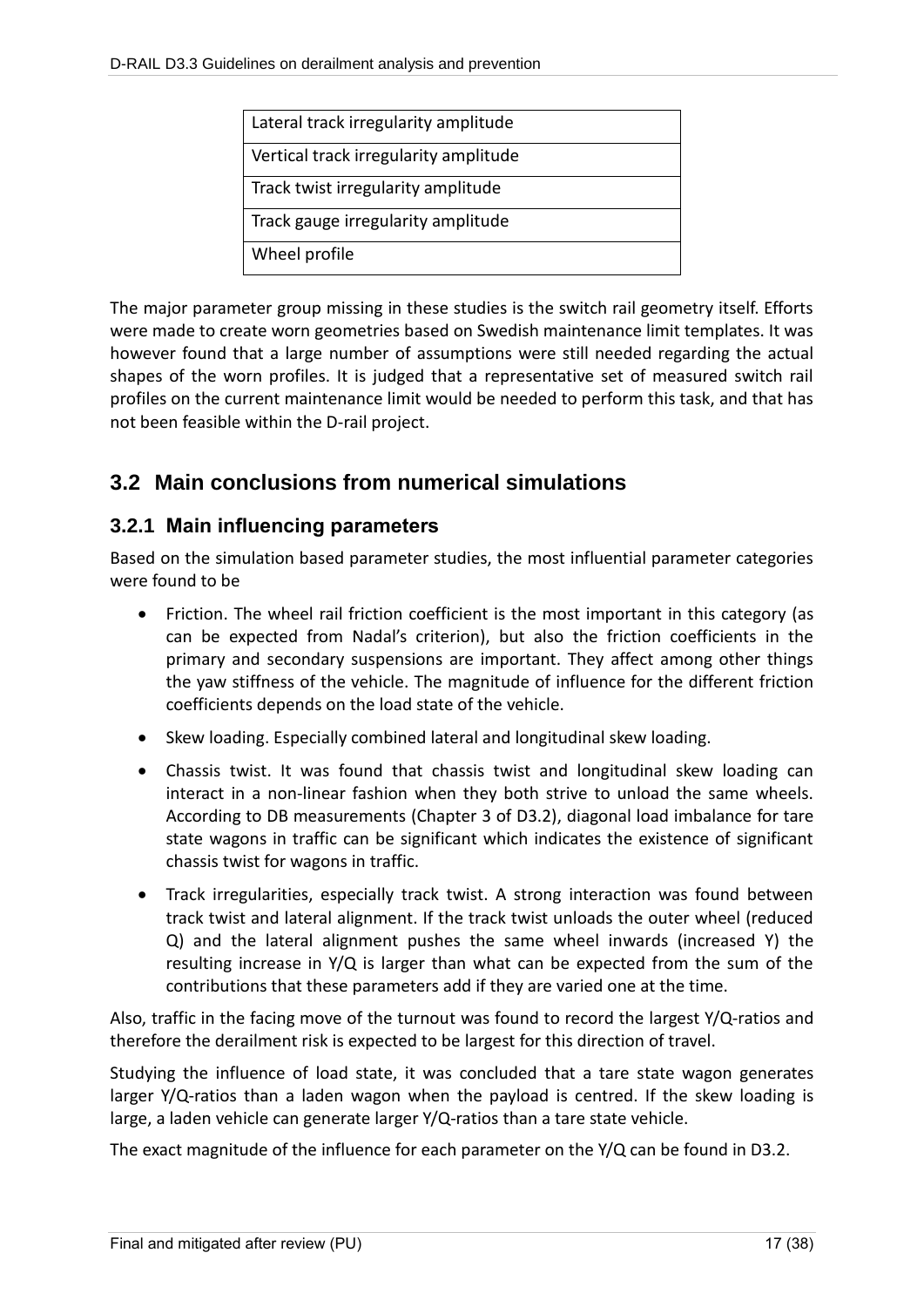| Lateral track irregularity amplitude |
|---|
| Vertical track irregularity amplitude |
| Track twist irregularity amplitude |
| Track gauge irregularity amplitude |
| Wheel profile |

The major parameter group missing in these studies is the switch rail geometry itself. Efforts were made to create worn geometries based on Swedish maintenance limit templates. It was however found that a large number of assumptions were still needed regarding the actual shapes of the worn profiles. It is judged that a representative set of measured switch rail profiles on the current maintenance limit would be needed to perform this task, and that has not been feasible within the D-rail project.

## 3.2 Main conclusions from numerical simulations

### 3.2.1 Main influencing parameters

Based on the simulation based parameter studies, the most influential parameter categories were found to be

- Friction. The wheel rail friction coefficient is the most important in this category (as can be expected from Nadal's criterion), but also the friction coefficients in the primary and secondary suspensions are important. They affect among other things the yaw stiffness of the vehicle. The magnitude of influence for the different friction coefficients depends on the load state of the vehicle.
- Skew loading. Especially combined lateral and longitudinal skew loading.
- Chassis twist. It was found that chassis twist and longitudinal skew loading can interact in a non-linear fashion when they both strive to unload the same wheels. According to DB measurements (Chapter 3 of D3.2), diagonal load imbalance for tare state wagons in traffic can be significant which indicates the existence of significant chassis twist for wagons in traffic.
- Track irregularities, especially track twist. A strong interaction was found between track twist and lateral alignment. If the track twist unloads the outer wheel (reduced Q) and the lateral alignment pushes the same wheel inwards (increased Y) the resulting increase in Y/Q is larger than what can be expected from the sum of the contributions that these parameters add if they are varied one at the time.

Also, traffic in the facing move of the turnout was found to record the largest Y/Q-ratios and therefore the derailment risk is expected to be largest for this direction of travel.

Studying the influence of load state, it was concluded that a tare state wagon generates larger Y/Q-ratios than a laden wagon when the payload is centred. If the skew loading is large, a laden vehicle can generate larger Y/Q-ratios than a tare state vehicle.

The exact magnitude of the influence for each parameter on the Y/Q can be found in D3.2.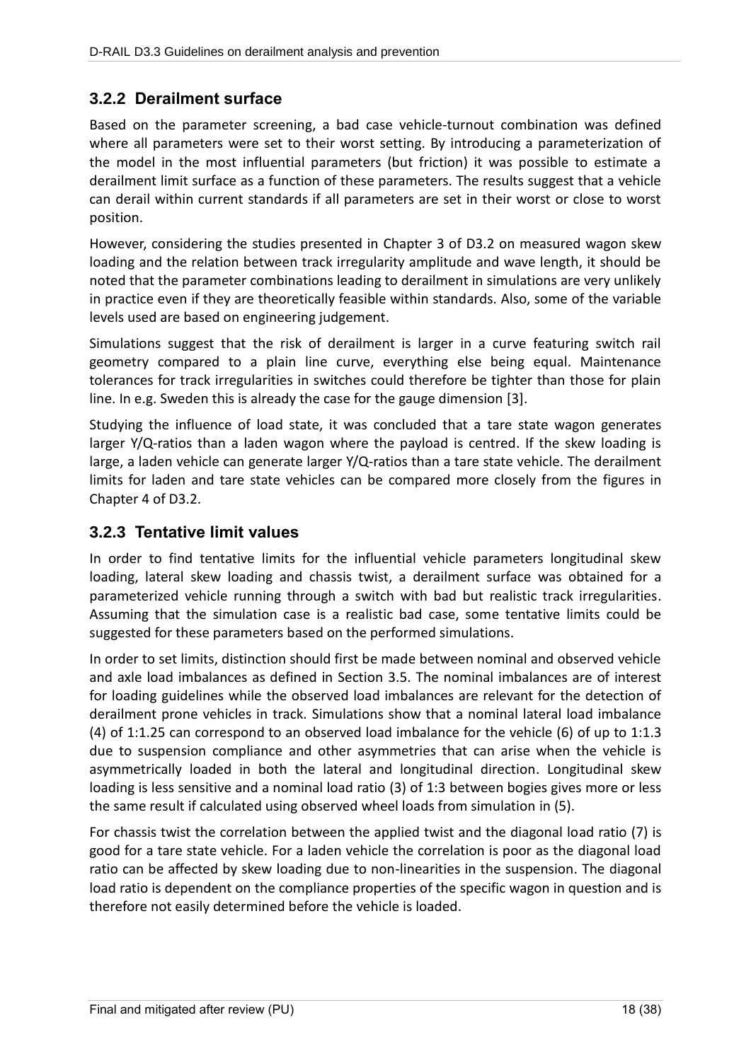### 3.2.2 Derailment surface

Based on the parameter screening, a bad case vehicle-turnout combination was defined where all parameters were set to their worst setting. By introducing a parameterization of the model in the most influential parameters (but friction) it was possible to estimate a derailment limit surface as a function of these parameters. The results suggest that a vehicle can derail within current standards if all parameters are set in their worst or close to worst position.

However, considering the studies presented in Chapter 3 of D3.2 on measured wagon skew loading and the relation between track irregularity amplitude and wave length, it should be noted that the parameter combinations leading to derailment in simulations are very unlikely in practice even if they are theoretically feasible within standards. Also, some of the variable levels used are based on engineering judgement.

Simulations suggest that the risk of derailment is larger in a curve featuring switch rail geometry compared to a plain line curve, everything else being equal. Maintenance tolerances for track irregularities in switches could therefore be tighter than those for plain line. In e.g. Sweden this is already the case for the gauge dimension [3].

Studying the influence of load state, it was concluded that a tare state wagon generates larger Y/Q-ratios than a laden wagon where the payload is centred. If the skew loading is large, a laden vehicle can generate larger Y/Q-ratios than a tare state vehicle. The derailment limits for laden and tare state vehicles can be compared more closely from the figures in Chapter 4 of D3.2.

### 3.2.3 Tentative limit values

In order to find tentative limits for the influential vehicle parameters longitudinal skew loading, lateral skew loading and chassis twist, a derailment surface was obtained for a parameterized vehicle running through a switch with bad but realistic track irregularities. Assuming that the simulation case is a realistic bad case, some tentative limits could be suggested for these parameters based on the performed simulations.

In order to set limits, distinction should first be made between nominal and observed vehicle and axle load imbalances as defined in Section 3.5. The nominal imbalances are of interest for loading guidelines while the observed load imbalances are relevant for the detection of derailment prone vehicles in track. Simulations show that a nominal lateral load imbalance (4) of 1:1.25 can correspond to an observed load imbalance for the vehicle (6) of up to 1:1.3 due to suspension compliance and other asymmetries that can arise when the vehicle is asymmetrically loaded in both the lateral and longitudinal direction. Longitudinal skew loading is less sensitive and a nominal load ratio (3) of 1:3 between bogies gives more or less the same result if calculated using observed wheel loads from simulation in (5).

For chassis twist the correlation between the applied twist and the diagonal load ratio (7) is good for a tare state vehicle. For a laden vehicle the correlation is poor as the diagonal load ratio can be affected by skew loading due to non-linearities in the suspension. The diagonal load ratio is dependent on the compliance properties of the specific wagon in question and is therefore not easily determined before the vehicle is loaded.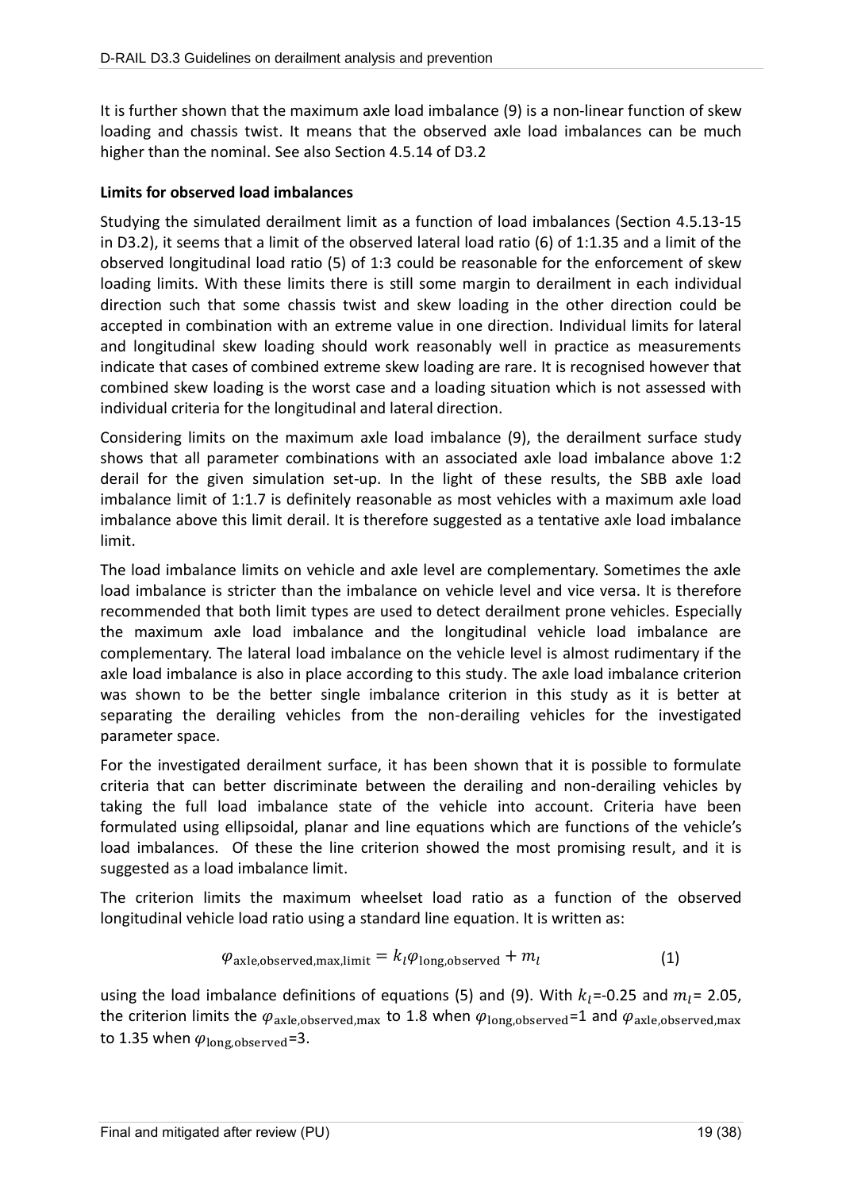It is further shown that the maximum axle load imbalance (9) is a non-linear function of skew loading and chassis twist. It means that the observed axle load imbalances can be much higher than the nominal. See also Section 4.5.14 of D3.2

**Limits for observed load imbalances**

Studying the simulated derailment limit as a function of load imbalances (Section 4.5.13-15 in D3.2), it seems that a limit of the observed lateral load ratio (6) of 1:1.35 and a limit of the observed longitudinal load ratio (5) of 1:3 could be reasonable for the enforcement of skew loading limits. With these limits there is still some margin to derailment in each individual direction such that some chassis twist and skew loading in the other direction could be accepted in combination with an extreme value in one direction. Individual limits for lateral and longitudinal skew loading should work reasonably well in practice as measurements indicate that cases of combined extreme skew loading are rare. It is recognised however that combined skew loading is the worst case and a loading situation which is not assessed with individual criteria for the longitudinal and lateral direction.

Considering limits on the maximum axle load imbalance (9), the derailment surface study shows that all parameter combinations with an associated axle load imbalance above 1:2 derail for the given simulation set-up. In the light of these results, the SBB axle load imbalance limit of 1:1.7 is definitely reasonable as most vehicles with a maximum axle load imbalance above this limit derail. It is therefore suggested as a tentative axle load imbalance limit.

The load imbalance limits on vehicle and axle level are complementary. Sometimes the axle load imbalance is stricter than the imbalance on vehicle level and vice versa. It is therefore recommended that both limit types are used to detect derailment prone vehicles. Especially the maximum axle load imbalance and the longitudinal vehicle load imbalance are complementary. The lateral load imbalance on the vehicle level is almost rudimentary if the axle load imbalance is also in place according to this study. The axle load imbalance criterion was shown to be the better single imbalance criterion in this study as it is better at separating the derailing vehicles from the non-derailing vehicles for the investigated parameter space.

For the investigated derailment surface, it has been shown that it is possible to formulate criteria that can better discriminate between the derailing and non-derailing vehicles by taking the full load imbalance state of the vehicle into account. Criteria have been formulated using ellipsoidal, planar and line equations which are functions of the vehicle's load imbalances. Of these the line criterion showed the most promising result, and it is suggested as a load imbalance limit.

The criterion limits the maximum wheelset load ratio as a function of the observed longitudinal vehicle load ratio using a standard line equation. It is written as:

$$\varphi_{\text{axle,observed,max,limit}} = k_l \varphi_{\text{long,observed}} + m_l \qquad (1)$$

using the load imbalance definitions of equations (5) and (9). With $k_l$=-0.25 and $m_l$= 2.05, the criterion limits the $\varphi_{\text{axle,observed,max}}$ to 1.8 when $\varphi_{\text{long,observed}}$=1 and $\varphi_{\text{axle,observed,max}}$ to 1.35 when $\varphi_{\text{long,observed}}$=3.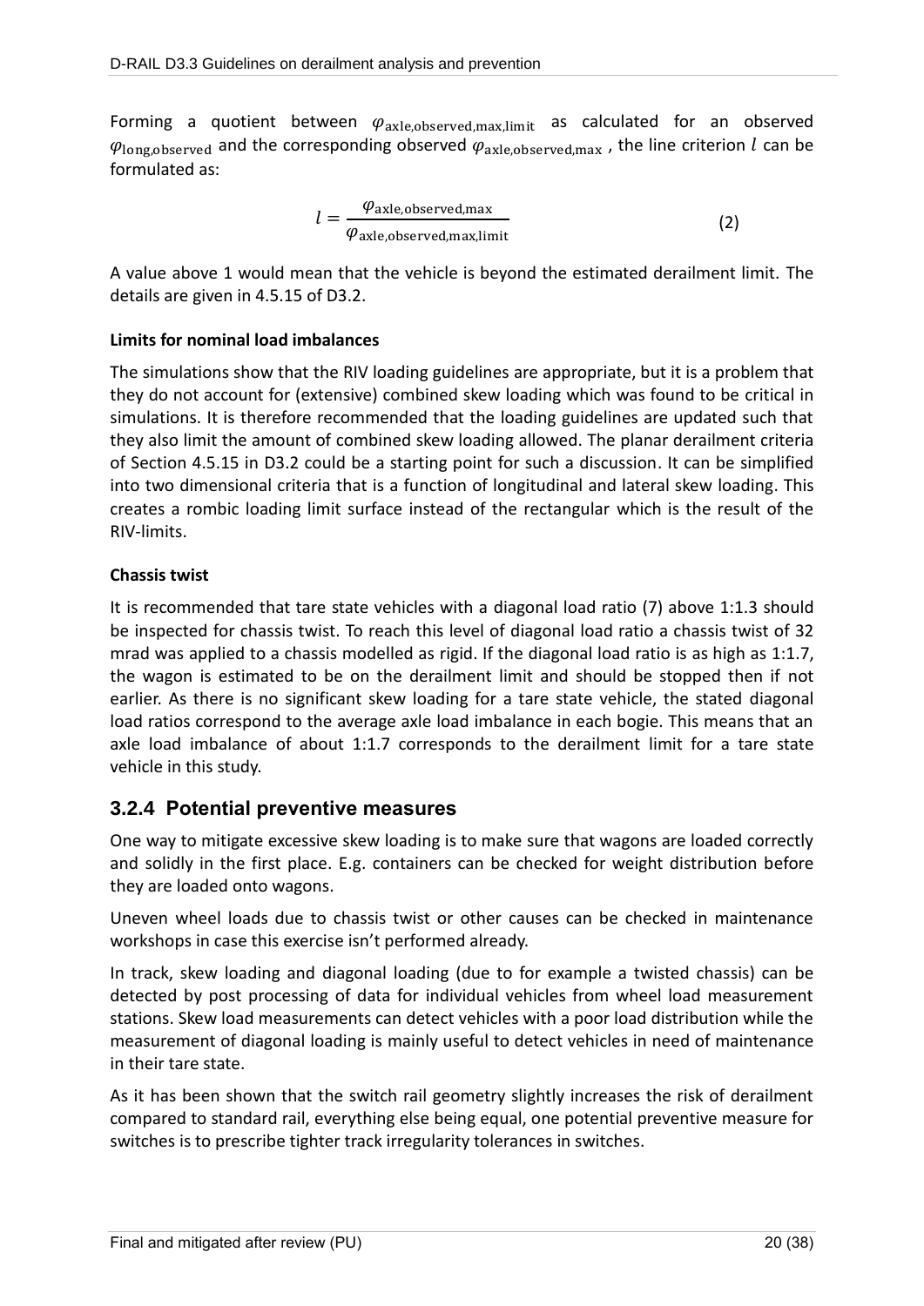Forming a quotient between $\varphi_{\text{axle,observed,max,limit}}$ as calculated for an observed $\varphi_{\text{long,observed}}$ and the corresponding observed $\varphi_{\text{axle,observed,max}}$, the line criterion $l$ can be formulated as:

$$l = \frac{\varphi_{\text{axle,observed,max}}}{\varphi_{\text{axle,observed,max,limit}}} \tag{2}$$

A value above 1 would mean that the vehicle is beyond the estimated derailment limit. The details are given in 4.5.15 of D3.2.

**Limits for nominal load imbalances**

The simulations show that the RIV loading guidelines are appropriate, but it is a problem that they do not account for (extensive) combined skew loading which was found to be critical in simulations. It is therefore recommended that the loading guidelines are updated such that they also limit the amount of combined skew loading allowed. The planar derailment criteria of Section 4.5.15 in D3.2 could be a starting point for such a discussion. It can be simplified into two dimensional criteria that is a function of longitudinal and lateral skew loading. This creates a rombic loading limit surface instead of the rectangular which is the result of the RIV-limits.

**Chassis twist**

It is recommended that tare state vehicles with a diagonal load ratio (7) above 1:1.3 should be inspected for chassis twist. To reach this level of diagonal load ratio a chassis twist of 32 mrad was applied to a chassis modelled as rigid. If the diagonal load ratio is as high as 1:1.7, the wagon is estimated to be on the derailment limit and should be stopped then if not earlier. As there is no significant skew loading for a tare state vehicle, the stated diagonal load ratios correspond to the average axle load imbalance in each bogie. This means that an axle load imbalance of about 1:1.7 corresponds to the derailment limit for a tare state vehicle in this study.

### 3.2.4 Potential preventive measures

One way to mitigate excessive skew loading is to make sure that wagons are loaded correctly and solidly in the first place. E.g. containers can be checked for weight distribution before they are loaded onto wagons.

Uneven wheel loads due to chassis twist or other causes can be checked in maintenance workshops in case this exercise isn't performed already.

In track, skew loading and diagonal loading (due to for example a twisted chassis) can be detected by post processing of data for individual vehicles from wheel load measurement stations. Skew load measurements can detect vehicles with a poor load distribution while the measurement of diagonal loading is mainly useful to detect vehicles in need of maintenance in their tare state.

As it has been shown that the switch rail geometry slightly increases the risk of derailment compared to standard rail, everything else being equal, one potential preventive measure for switches is to prescribe tighter track irregularity tolerances in switches.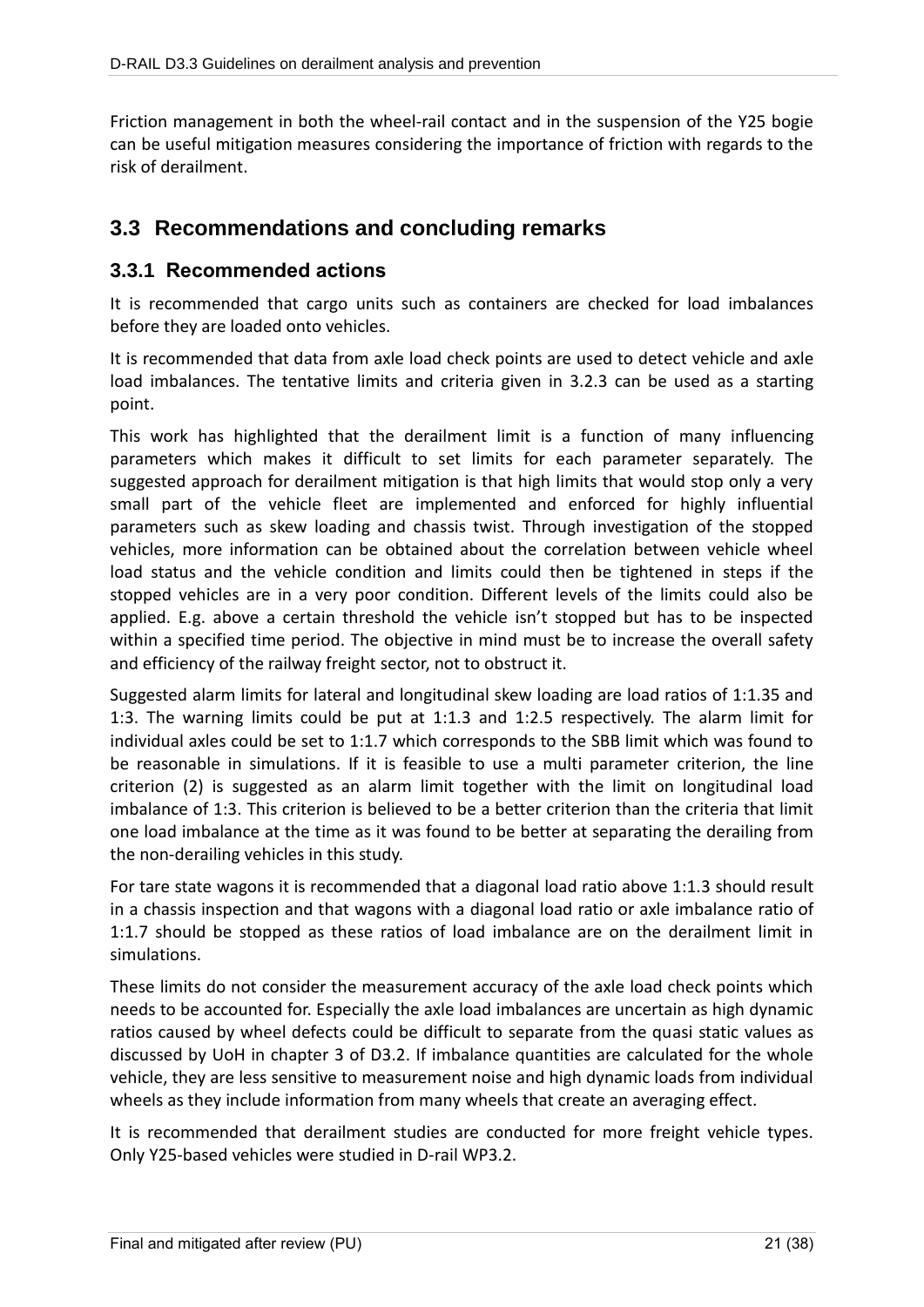Friction management in both the wheel-rail contact and in the suspension of the Y25 bogie can be useful mitigation measures considering the importance of friction with regards to the risk of derailment.

## 3.3 Recommendations and concluding remarks

### 3.3.1 Recommended actions

It is recommended that cargo units such as containers are checked for load imbalances before they are loaded onto vehicles.

It is recommended that data from axle load check points are used to detect vehicle and axle load imbalances. The tentative limits and criteria given in 3.2.3 can be used as a starting point.

This work has highlighted that the derailment limit is a function of many influencing parameters which makes it difficult to set limits for each parameter separately. The suggested approach for derailment mitigation is that high limits that would stop only a very small part of the vehicle fleet are implemented and enforced for highly influential parameters such as skew loading and chassis twist. Through investigation of the stopped vehicles, more information can be obtained about the correlation between vehicle wheel load status and the vehicle condition and limits could then be tightened in steps if the stopped vehicles are in a very poor condition. Different levels of the limits could also be applied. E.g. above a certain threshold the vehicle isn't stopped but has to be inspected within a specified time period. The objective in mind must be to increase the overall safety and efficiency of the railway freight sector, not to obstruct it.

Suggested alarm limits for lateral and longitudinal skew loading are load ratios of 1:1.35 and 1:3. The warning limits could be put at 1:1.3 and 1:2.5 respectively. The alarm limit for individual axles could be set to 1:1.7 which corresponds to the SBB limit which was found to be reasonable in simulations. If it is feasible to use a multi parameter criterion, the line criterion (2) is suggested as an alarm limit together with the limit on longitudinal load imbalance of 1:3. This criterion is believed to be a better criterion than the criteria that limit one load imbalance at the time as it was found to be better at separating the derailing from the non-derailing vehicles in this study.

For tare state wagons it is recommended that a diagonal load ratio above 1:1.3 should result in a chassis inspection and that wagons with a diagonal load ratio or axle imbalance ratio of 1:1.7 should be stopped as these ratios of load imbalance are on the derailment limit in simulations.

These limits do not consider the measurement accuracy of the axle load check points which needs to be accounted for. Especially the axle load imbalances are uncertain as high dynamic ratios caused by wheel defects could be difficult to separate from the quasi static values as discussed by UoH in chapter 3 of D3.2. If imbalance quantities are calculated for the whole vehicle, they are less sensitive to measurement noise and high dynamic loads from individual wheels as they include information from many wheels that create an averaging effect.

It is recommended that derailment studies are conducted for more freight vehicle types. Only Y25-based vehicles were studied in D-rail WP3.2.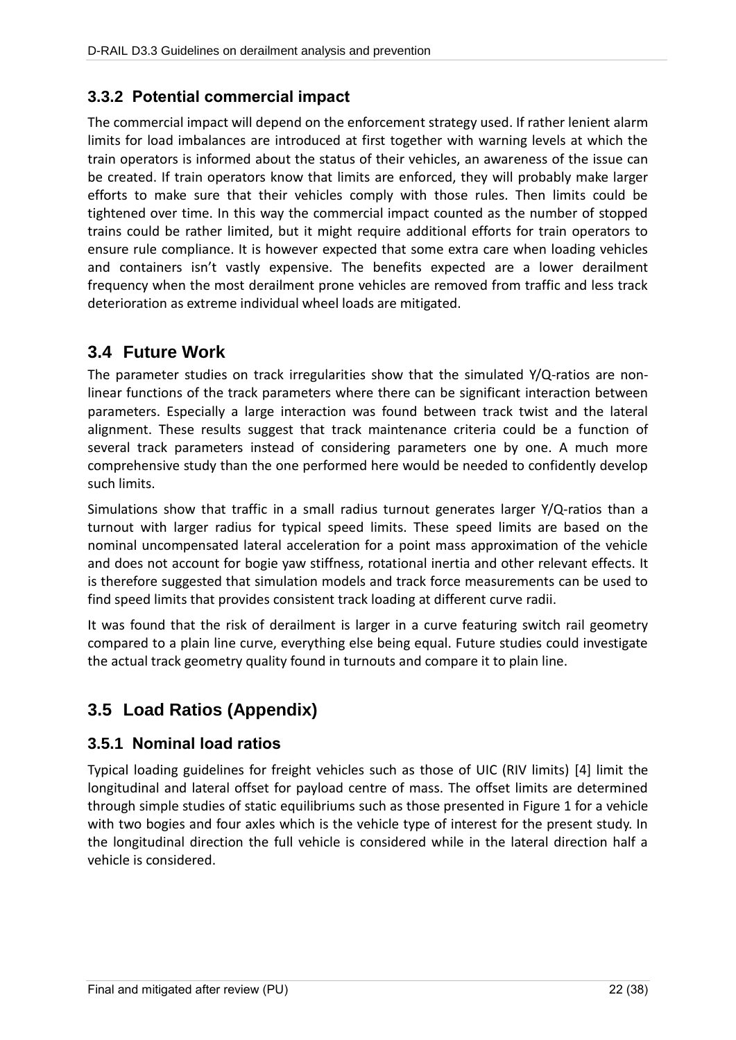### 3.3.2 Potential commercial impact

The commercial impact will depend on the enforcement strategy used. If rather lenient alarm limits for load imbalances are introduced at first together with warning levels at which the train operators is informed about the status of their vehicles, an awareness of the issue can be created. If train operators know that limits are enforced, they will probably make larger efforts to make sure that their vehicles comply with those rules. Then limits could be tightened over time. In this way the commercial impact counted as the number of stopped trains could be rather limited, but it might require additional efforts for train operators to ensure rule compliance. It is however expected that some extra care when loading vehicles and containers isn't vastly expensive. The benefits expected are a lower derailment frequency when the most derailment prone vehicles are removed from traffic and less track deterioration as extreme individual wheel loads are mitigated.

## 3.4 Future Work

The parameter studies on track irregularities show that the simulated Y/Q-ratios are non-linear functions of the track parameters where there can be significant interaction between parameters. Especially a large interaction was found between track twist and the lateral alignment. These results suggest that track maintenance criteria could be a function of several track parameters instead of considering parameters one by one. A much more comprehensive study than the one performed here would be needed to confidently develop such limits.

Simulations show that traffic in a small radius turnout generates larger Y/Q-ratios than a turnout with larger radius for typical speed limits. These speed limits are based on the nominal uncompensated lateral acceleration for a point mass approximation of the vehicle and does not account for bogie yaw stiffness, rotational inertia and other relevant effects. It is therefore suggested that simulation models and track force measurements can be used to find speed limits that provides consistent track loading at different curve radii.

It was found that the risk of derailment is larger in a curve featuring switch rail geometry compared to a plain line curve, everything else being equal. Future studies could investigate the actual track geometry quality found in turnouts and compare it to plain line.

## 3.5 Load Ratios (Appendix)

### 3.5.1 Nominal load ratios

Typical loading guidelines for freight vehicles such as those of UIC (RIV limits) [4] limit the longitudinal and lateral offset for payload centre of mass. The offset limits are determined through simple studies of static equilibriums such as those presented in Figure 1 for a vehicle with two bogies and four axles which is the vehicle type of interest for the present study. In the longitudinal direction the full vehicle is considered while in the lateral direction half a vehicle is considered.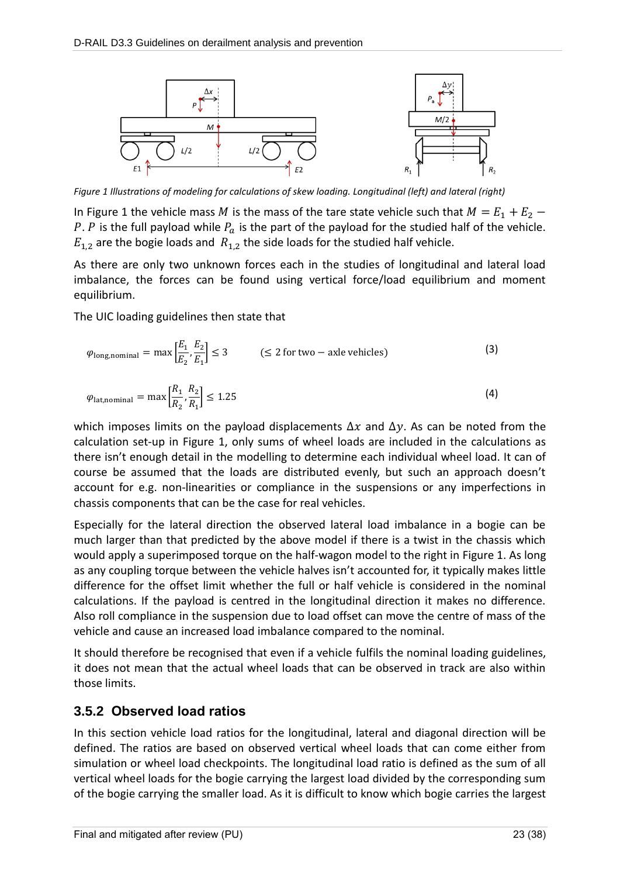*Figure 1 Illustrations of modeling for calculations of skew loading. Longitudinal (left) and lateral (right)*

In Figure 1 the vehicle mass $M$ is the mass of the tare state vehicle such that $M = E_1 + E_2 - P$. $P$ is the full payload while $P_a$ is the part of the payload for the studied half of the vehicle. $E_{1,2}$ are the bogie loads and $R_{1,2}$ the side loads for the studied half vehicle.

As there are only two unknown forces each in the studies of longitudinal and lateral load imbalance, the forces can be found using vertical force/load equilibrium and moment equilibrium.

The UIC loading guidelines then state that

$$\varphi_{\text{long,nominal}} = \max\left[\frac{E_1}{E_2}, \frac{E_2}{E_1}\right] \leq 3 \qquad (\leq 2 \text{ for two} - \text{axle vehicles}) \tag{3}$$

$$\varphi_{\text{lat,nominal}} = \max\left[\frac{R_1}{R_2}, \frac{R_2}{R_1}\right] \leq 1.25 \tag{4}$$

which imposes limits on the payload displacements $\Delta x$ and $\Delta y$. As can be noted from the calculation set-up in Figure 1, only sums of wheel loads are included in the calculations as there isn't enough detail in the modelling to determine each individual wheel load. It can of course be assumed that the loads are distributed evenly, but such an approach doesn't account for e.g. non-linearities or compliance in the suspensions or any imperfections in chassis components that can be the case for real vehicles.

Especially for the lateral direction the observed lateral load imbalance in a bogie can be much larger than that predicted by the above model if there is a twist in the chassis which would apply a superimposed torque on the half-wagon model to the right in Figure 1. As long as any coupling torque between the vehicle halves isn't accounted for, it typically makes little difference for the offset limit whether the full or half vehicle is considered in the nominal calculations. If the payload is centred in the longitudinal direction it makes no difference. Also roll compliance in the suspension due to load offset can move the centre of mass of the vehicle and cause an increased load imbalance compared to the nominal.

It should therefore be recognised that even if a vehicle fulfils the nominal loading guidelines, it does not mean that the actual wheel loads that can be observed in track are also within those limits.

### 3.5.2 Observed load ratios

In this section vehicle load ratios for the longitudinal, lateral and diagonal direction will be defined. The ratios are based on observed vertical wheel loads that can come either from simulation or wheel load checkpoints. The longitudinal load ratio is defined as the sum of all vertical wheel loads for the bogie carrying the largest load divided by the corresponding sum of the bogie carrying the smaller load. As it is difficult to know which bogie carries the largest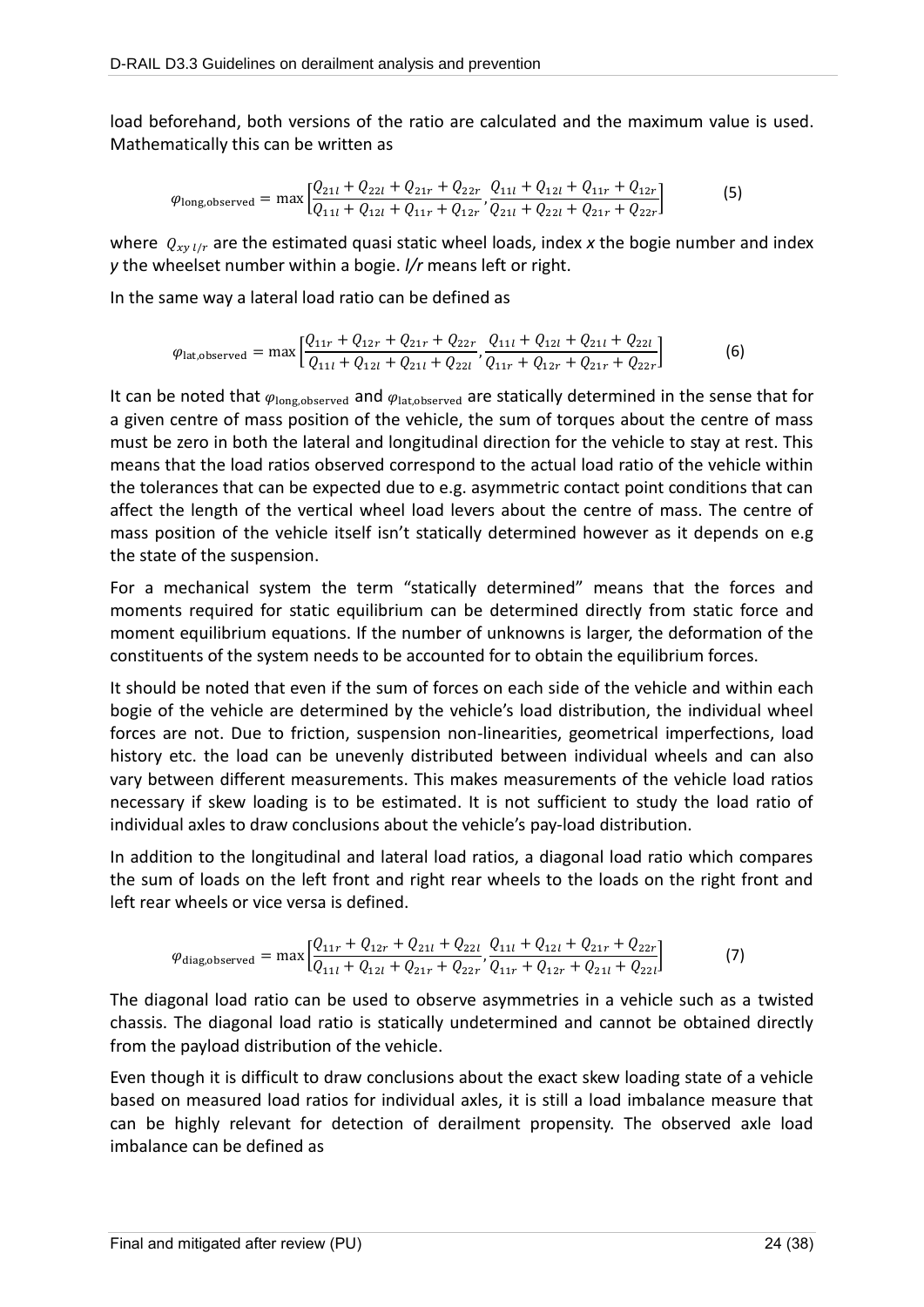load beforehand, both versions of the ratio are calculated and the maximum value is used. Mathematically this can be written as

$$\varphi_{\text{long,observed}} = \max\left[\frac{Q_{21l} + Q_{22l} + Q_{21r} + Q_{22r}}{Q_{11l} + Q_{12l} + Q_{11r} + Q_{12r}}, \frac{Q_{11l} + Q_{12l} + Q_{11r} + Q_{12r}}{Q_{21l} + Q_{22l} + Q_{21r} + Q_{22r}}\right] \tag{5}$$

where $Q_{xy\,l/r}$ are the estimated quasi static wheel loads, index *x* the bogie number and index *y* the wheelset number within a bogie. *l/r* means left or right.

In the same way a lateral load ratio can be defined as

$$\varphi_{\text{lat,observed}} = \max\left[\frac{Q_{11r} + Q_{12r} + Q_{21r} + Q_{22r}}{Q_{11l} + Q_{12l} + Q_{21l} + Q_{22l}}, \frac{Q_{11l} + Q_{12l} + Q_{21l} + Q_{22l}}{Q_{11r} + Q_{12r} + Q_{21r} + Q_{22r}}\right] \tag{6}$$

It can be noted that $\varphi_{\text{long,observed}}$ and $\varphi_{\text{lat,observed}}$ are statically determined in the sense that for a given centre of mass position of the vehicle, the sum of torques about the centre of mass must be zero in both the lateral and longitudinal direction for the vehicle to stay at rest. This means that the load ratios observed correspond to the actual load ratio of the vehicle within the tolerances that can be expected due to e.g. asymmetric contact point conditions that can affect the length of the vertical wheel load levers about the centre of mass. The centre of mass position of the vehicle itself isn't statically determined however as it depends on e.g the state of the suspension.

For a mechanical system the term "statically determined" means that the forces and moments required for static equilibrium can be determined directly from static force and moment equilibrium equations. If the number of unknowns is larger, the deformation of the constituents of the system needs to be accounted for to obtain the equilibrium forces.

It should be noted that even if the sum of forces on each side of the vehicle and within each bogie of the vehicle are determined by the vehicle's load distribution, the individual wheel forces are not. Due to friction, suspension non-linearities, geometrical imperfections, load history etc. the load can be unevenly distributed between individual wheels and can also vary between different measurements. This makes measurements of the vehicle load ratios necessary if skew loading is to be estimated. It is not sufficient to study the load ratio of individual axles to draw conclusions about the vehicle's pay-load distribution.

In addition to the longitudinal and lateral load ratios, a diagonal load ratio which compares the sum of loads on the left front and right rear wheels to the loads on the right front and left rear wheels or vice versa is defined.

$$\varphi_{\text{diag,observed}} = \max\left[\frac{Q_{11r} + Q_{12r} + Q_{21l} + Q_{22l}}{Q_{11l} + Q_{12l} + Q_{21r} + Q_{22r}}, \frac{Q_{11l} + Q_{12l} + Q_{21r} + Q_{22r}}{Q_{11r} + Q_{12r} + Q_{21l} + Q_{22l}}\right] \tag{7}$$

The diagonal load ratio can be used to observe asymmetries in a vehicle such as a twisted chassis. The diagonal load ratio is statically undetermined and cannot be obtained directly from the payload distribution of the vehicle.

Even though it is difficult to draw conclusions about the exact skew loading state of a vehicle based on measured load ratios for individual axles, it is still a load imbalance measure that can be highly relevant for detection of derailment propensity. The observed axle load imbalance can be defined as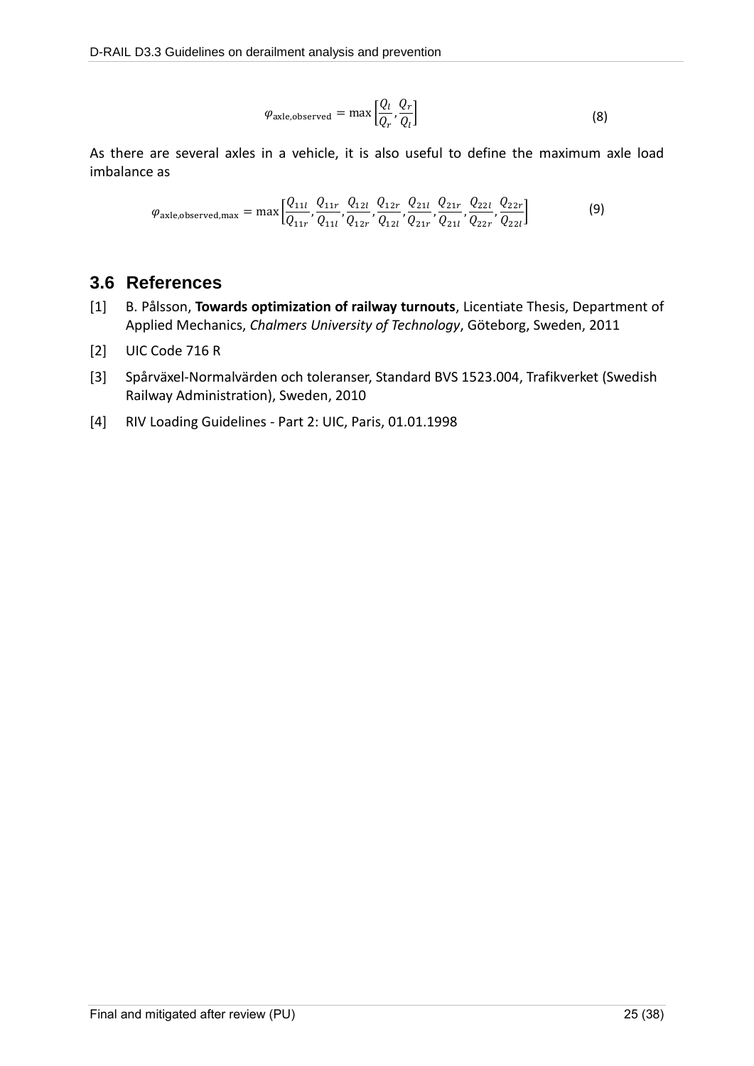$$\varphi_{\text{axle,observed}} = \max\left[\frac{Q_l}{Q_r}, \frac{Q_r}{Q_l}\right] \tag{8}$$

As there are several axles in a vehicle, it is also useful to define the maximum axle load imbalance as

$$\varphi_{\text{axle,observed,max}} = \max\left[\frac{Q_{11l}}{Q_{11r}}, \frac{Q_{11r}}{Q_{11l}}, \frac{Q_{12l}}{Q_{12r}}, \frac{Q_{12r}}{Q_{12l}}, \frac{Q_{21l}}{Q_{21r}}, \frac{Q_{21r}}{Q_{21l}}, \frac{Q_{22l}}{Q_{22r}}, \frac{Q_{22r}}{Q_{22l}}\right] \tag{9}$$

## 3.6 References

[1] B. Pålsson, **Towards optimization of railway turnouts**, Licentiate Thesis, Department of Applied Mechanics, *Chalmers University of Technology*, Göteborg, Sweden, 2011

[2] UIC Code 716 R

[3] Spårväxel-Normalvärden och toleranser, Standard BVS 1523.004, Trafikverket (Swedish Railway Administration), Sweden, 2010

[4] RIV Loading Guidelines - Part 2: UIC, Paris, 01.01.1998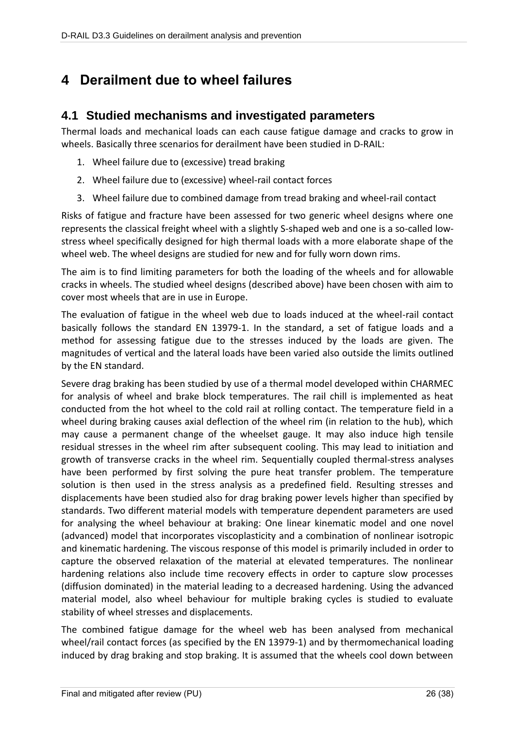# 4 Derailment due to wheel failures

## 4.1 Studied mechanisms and investigated parameters

Thermal loads and mechanical loads can each cause fatigue damage and cracks to grow in wheels. Basically three scenarios for derailment have been studied in D-RAIL:

1. Wheel failure due to (excessive) tread braking
2. Wheel failure due to (excessive) wheel-rail contact forces
3. Wheel failure due to combined damage from tread braking and wheel-rail contact

Risks of fatigue and fracture have been assessed for two generic wheel designs where one represents the classical freight wheel with a slightly S-shaped web and one is a so-called low-stress wheel specifically designed for high thermal loads with a more elaborate shape of the wheel web. The wheel designs are studied for new and for fully worn down rims.

The aim is to find limiting parameters for both the loading of the wheels and for allowable cracks in wheels. The studied wheel designs (described above) have been chosen with aim to cover most wheels that are in use in Europe.

The evaluation of fatigue in the wheel web due to loads induced at the wheel-rail contact basically follows the standard EN 13979-1. In the standard, a set of fatigue loads and a method for assessing fatigue due to the stresses induced by the loads are given. The magnitudes of vertical and the lateral loads have been varied also outside the limits outlined by the EN standard.

Severe drag braking has been studied by use of a thermal model developed within CHARMEC for analysis of wheel and brake block temperatures. The rail chill is implemented as heat conducted from the hot wheel to the cold rail at rolling contact. The temperature field in a wheel during braking causes axial deflection of the wheel rim (in relation to the hub), which may cause a permanent change of the wheelset gauge. It may also induce high tensile residual stresses in the wheel rim after subsequent cooling. This may lead to initiation and growth of transverse cracks in the wheel rim. Sequentially coupled thermal-stress analyses have been performed by first solving the pure heat transfer problem. The temperature solution is then used in the stress analysis as a predefined field. Resulting stresses and displacements have been studied also for drag braking power levels higher than specified by standards. Two different material models with temperature dependent parameters are used for analysing the wheel behaviour at braking: One linear kinematic model and one novel (advanced) model that incorporates viscoplasticity and a combination of nonlinear isotropic and kinematic hardening. The viscous response of this model is primarily included in order to capture the observed relaxation of the material at elevated temperatures. The nonlinear hardening relations also include time recovery effects in order to capture slow processes (diffusion dominated) in the material leading to a decreased hardening. Using the advanced material model, also wheel behaviour for multiple braking cycles is studied to evaluate stability of wheel stresses and displacements.

The combined fatigue damage for the wheel web has been analysed from mechanical wheel/rail contact forces (as specified by the EN 13979-1) and by thermomechanical loading induced by drag braking and stop braking. It is assumed that the wheels cool down between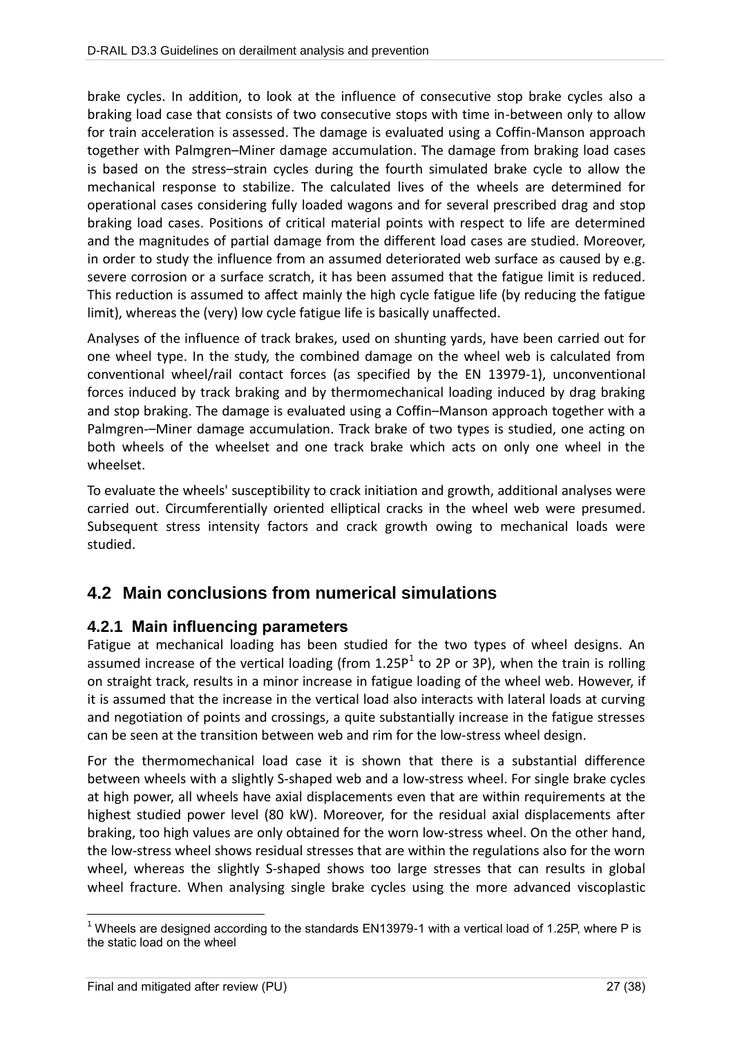brake cycles. In addition, to look at the influence of consecutive stop brake cycles also a braking load case that consists of two consecutive stops with time in-between only to allow for train acceleration is assessed. The damage is evaluated using a Coffin-Manson approach together with Palmgren–Miner damage accumulation. The damage from braking load cases is based on the stress–strain cycles during the fourth simulated brake cycle to allow the mechanical response to stabilize. The calculated lives of the wheels are determined for operational cases considering fully loaded wagons and for several prescribed drag and stop braking load cases. Positions of critical material points with respect to life are determined and the magnitudes of partial damage from the different load cases are studied. Moreover, in order to study the influence from an assumed deteriorated web surface as caused by e.g. severe corrosion or a surface scratch, it has been assumed that the fatigue limit is reduced. This reduction is assumed to affect mainly the high cycle fatigue life (by reducing the fatigue limit), whereas the (very) low cycle fatigue life is basically unaffected.

Analyses of the influence of track brakes, used on shunting yards, have been carried out for one wheel type. In the study, the combined damage on the wheel web is calculated from conventional wheel/rail contact forces (as specified by the EN 13979-1), unconventional forces induced by track braking and by thermomechanical loading induced by drag braking and stop braking. The damage is evaluated using a Coffin–Manson approach together with a Palmgren-–Miner damage accumulation. Track brake of two types is studied, one acting on both wheels of the wheelset and one track brake which acts on only one wheel in the wheelset.

To evaluate the wheels' susceptibility to crack initiation and growth, additional analyses were carried out. Circumferentially oriented elliptical cracks in the wheel web were presumed. Subsequent stress intensity factors and crack growth owing to mechanical loads were studied.

## 4.2 Main conclusions from numerical simulations

### 4.2.1 Main influencing parameters

Fatigue at mechanical loading has been studied for the two types of wheel designs. An assumed increase of the vertical loading (from 1.25P[1] to 2P or 3P), when the train is rolling on straight track, results in a minor increase in fatigue loading of the wheel web. However, if it is assumed that the increase in the vertical load also interacts with lateral loads at curving and negotiation of points and crossings, a quite substantially increase in the fatigue stresses can be seen at the transition between web and rim for the low-stress wheel design.

For the thermomechanical load case it is shown that there is a substantial difference between wheels with a slightly S-shaped web and a low-stress wheel. For single brake cycles at high power, all wheels have axial displacements even that are within requirements at the highest studied power level (80 kW). Moreover, for the residual axial displacements after braking, too high values are only obtained for the worn low-stress wheel. On the other hand, the low-stress wheel shows residual stresses that are within the regulations also for the worn wheel, whereas the slightly S-shaped shows too large stresses that can results in global wheel fracture. When analysing single brake cycles using the more advanced viscoplastic

[1] Wheels are designed according to the standards EN13979-1 with a vertical load of 1.25P, where P is the static load on the wheel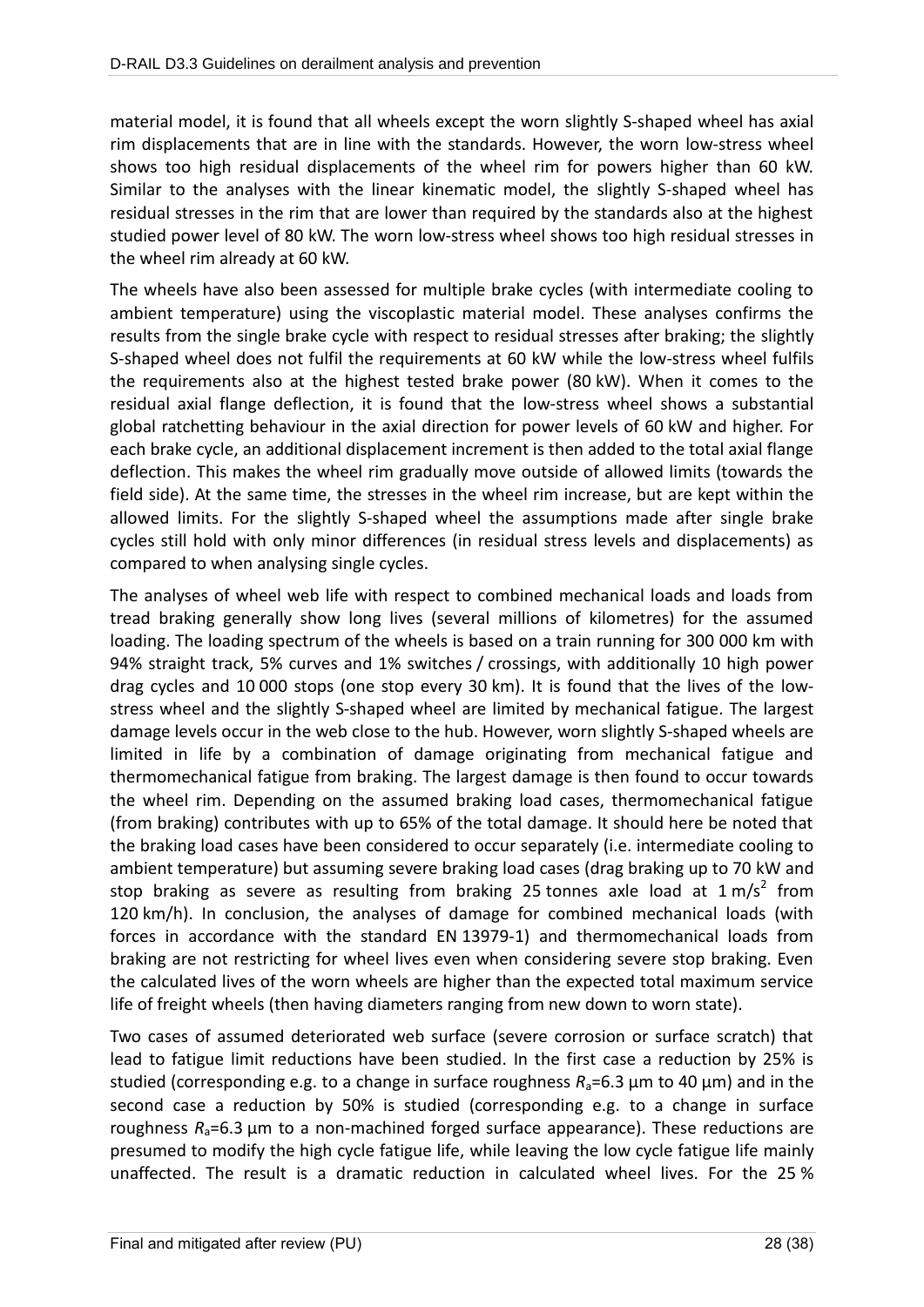material model, it is found that all wheels except the worn slightly S-shaped wheel has axial rim displacements that are in line with the standards. However, the worn low-stress wheel shows too high residual displacements of the wheel rim for powers higher than 60 kW. Similar to the analyses with the linear kinematic model, the slightly S-shaped wheel has residual stresses in the rim that are lower than required by the standards also at the highest studied power level of 80 kW. The worn low-stress wheel shows too high residual stresses in the wheel rim already at 60 kW.

The wheels have also been assessed for multiple brake cycles (with intermediate cooling to ambient temperature) using the viscoplastic material model. These analyses confirms the results from the single brake cycle with respect to residual stresses after braking; the slightly S-shaped wheel does not fulfil the requirements at 60 kW while the low-stress wheel fulfils the requirements also at the highest tested brake power (80 kW). When it comes to the residual axial flange deflection, it is found that the low-stress wheel shows a substantial global ratchetting behaviour in the axial direction for power levels of 60 kW and higher. For each brake cycle, an additional displacement increment is then added to the total axial flange deflection. This makes the wheel rim gradually move outside of allowed limits (towards the field side). At the same time, the stresses in the wheel rim increase, but are kept within the allowed limits. For the slightly S-shaped wheel the assumptions made after single brake cycles still hold with only minor differences (in residual stress levels and displacements) as compared to when analysing single cycles.

The analyses of wheel web life with respect to combined mechanical loads and loads from tread braking generally show long lives (several millions of kilometres) for the assumed loading. The loading spectrum of the wheels is based on a train running for 300 000 km with 94% straight track, 5% curves and 1% switches / crossings, with additionally 10 high power drag cycles and 10 000 stops (one stop every 30 km). It is found that the lives of the low-stress wheel and the slightly S-shaped wheel are limited by mechanical fatigue. The largest damage levels occur in the web close to the hub. However, worn slightly S-shaped wheels are limited in life by a combination of damage originating from mechanical fatigue and thermomechanical fatigue from braking. The largest damage is then found to occur towards the wheel rim. Depending on the assumed braking load cases, thermomechanical fatigue (from braking) contributes with up to 65% of the total damage. It should here be noted that the braking load cases have been considered to occur separately (i.e. intermediate cooling to ambient temperature) but assuming severe braking load cases (drag braking up to 70 kW and stop braking as severe as resulting from braking 25 tonnes axle load at 1 m/s$^2$ from 120 km/h). In conclusion, the analyses of damage for combined mechanical loads (with forces in accordance with the standard EN 13979-1) and thermomechanical loads from braking are not restricting for wheel lives even when considering severe stop braking. Even the calculated lives of the worn wheels are higher than the expected total maximum service life of freight wheels (then having diameters ranging from new down to worn state).

Two cases of assumed deteriorated web surface (severe corrosion or surface scratch) that lead to fatigue limit reductions have been studied. In the first case a reduction by 25% is studied (corresponding e.g. to a change in surface roughness $R_a$=6.3 µm to 40 µm) and in the second case a reduction by 50% is studied (corresponding e.g. to a change in surface roughness $R_a$=6.3 µm to a non-machined forged surface appearance). These reductions are presumed to modify the high cycle fatigue life, while leaving the low cycle fatigue life mainly unaffected. The result is a dramatic reduction in calculated wheel lives. For the 25 %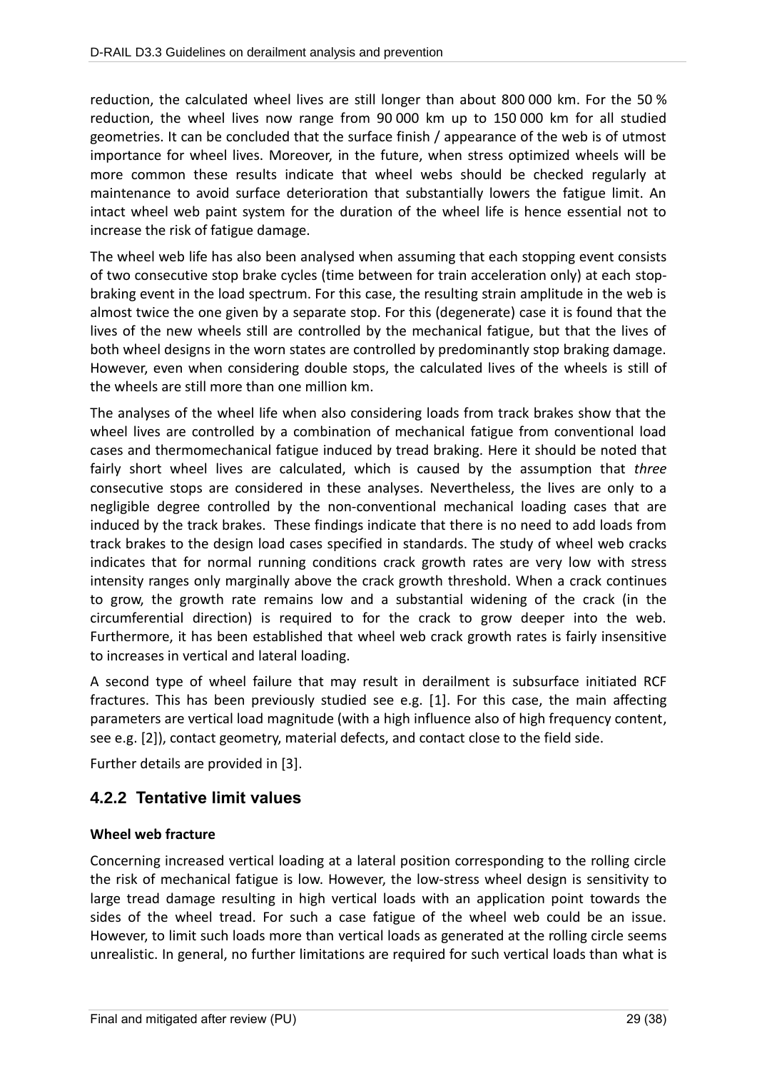reduction, the calculated wheel lives are still longer than about 800 000 km. For the 50 % reduction, the wheel lives now range from 90 000 km up to 150 000 km for all studied geometries. It can be concluded that the surface finish / appearance of the web is of utmost importance for wheel lives. Moreover, in the future, when stress optimized wheels will be more common these results indicate that wheel webs should be checked regularly at maintenance to avoid surface deterioration that substantially lowers the fatigue limit. An intact wheel web paint system for the duration of the wheel life is hence essential not to increase the risk of fatigue damage.

The wheel web life has also been analysed when assuming that each stopping event consists of two consecutive stop brake cycles (time between for train acceleration only) at each stop-braking event in the load spectrum. For this case, the resulting strain amplitude in the web is almost twice the one given by a separate stop. For this (degenerate) case it is found that the lives of the new wheels still are controlled by the mechanical fatigue, but that the lives of both wheel designs in the worn states are controlled by predominantly stop braking damage. However, even when considering double stops, the calculated lives of the wheels is still of the wheels are still more than one million km.

The analyses of the wheel life when also considering loads from track brakes show that the wheel lives are controlled by a combination of mechanical fatigue from conventional load cases and thermomechanical fatigue induced by tread braking. Here it should be noted that fairly short wheel lives are calculated, which is caused by the assumption that *three* consecutive stops are considered in these analyses. Nevertheless, the lives are only to a negligible degree controlled by the non-conventional mechanical loading cases that are induced by the track brakes. These findings indicate that there is no need to add loads from track brakes to the design load cases specified in standards. The study of wheel web cracks indicates that for normal running conditions crack growth rates are very low with stress intensity ranges only marginally above the crack growth threshold. When a crack continues to grow, the growth rate remains low and a substantial widening of the crack (in the circumferential direction) is required to for the crack to grow deeper into the web. Furthermore, it has been established that wheel web crack growth rates is fairly insensitive to increases in vertical and lateral loading.

A second type of wheel failure that may result in derailment is subsurface initiated RCF fractures. This has been previously studied see e.g. [1]. For this case, the main affecting parameters are vertical load magnitude (with a high influence also of high frequency content, see e.g. [2]), contact geometry, material defects, and contact close to the field side.

Further details are provided in [3].

### 4.2.2 Tentative limit values

**Wheel web fracture**

Concerning increased vertical loading at a lateral position corresponding to the rolling circle the risk of mechanical fatigue is low. However, the low-stress wheel design is sensitivity to large tread damage resulting in high vertical loads with an application point towards the sides of the wheel tread. For such a case fatigue of the wheel web could be an issue. However, to limit such loads more than vertical loads as generated at the rolling circle seems unrealistic. In general, no further limitations are required for such vertical loads than what is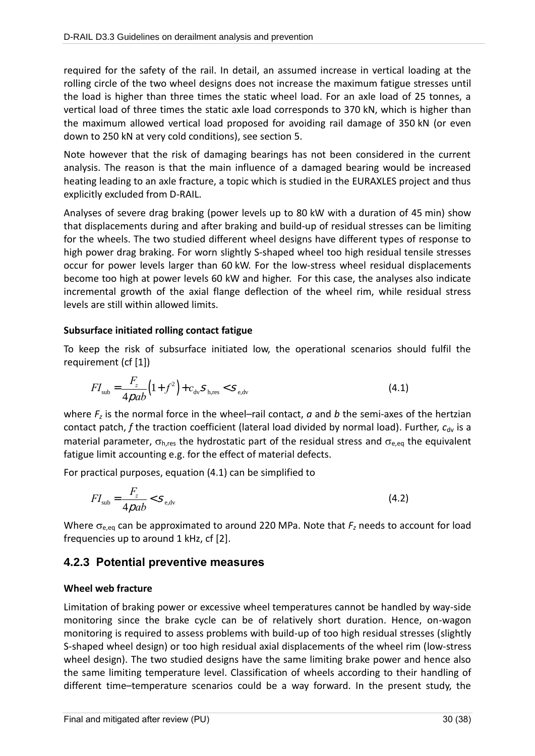required for the safety of the rail. In detail, an assumed increase in vertical loading at the rolling circle of the two wheel designs does not increase the maximum fatigue stresses until the load is higher than three times the static wheel load. For an axle load of 25 tonnes, a vertical load of three times the static axle load corresponds to 370 kN, which is higher than the maximum allowed vertical load proposed for avoiding rail damage of 350 kN (or even down to 250 kN at very cold conditions), see section 5.

Note however that the risk of damaging bearings has not been considered in the current analysis. The reason is that the main influence of a damaged bearing would be increased heating leading to an axle fracture, a topic which is studied in the EURAXLES project and thus explicitly excluded from D-RAIL.

Analyses of severe drag braking (power levels up to 80 kW with a duration of 45 min) show that displacements during and after braking and build-up of residual stresses can be limiting for the wheels. The two studied different wheel designs have different types of response to high power drag braking. For worn slightly S-shaped wheel too high residual tensile stresses occur for power levels larger than 60 kW. For the low-stress wheel residual displacements become too high at power levels 60 kW and higher. For this case, the analyses also indicate incremental growth of the axial flange deflection of the wheel rim, while residual stress levels are still within allowed limits.

**Subsurface initiated rolling contact fatigue**

To keep the risk of subsurface initiated low, the operational scenarios should fulfil the requirement (cf [1])

$$FI_{\text{sub}} = \frac{F_z}{4\pi ab}\left(1+f^2\right) + c_{\text{dv}}\sigma_{\text{h,res}} < \sigma_{\text{e,dv}} \tag{4.1}$$

where $F_z$ is the normal force in the wheel–rail contact, $a$ and $b$ the semi-axes of the hertzian contact patch, $f$ the traction coefficient (lateral load divided by normal load). Further, $c_{\text{dv}}$ is a material parameter, $\sigma_{\text{h,res}}$ the hydrostatic part of the residual stress and $\sigma_{\text{e,eq}}$ the equivalent fatigue limit accounting e.g. for the effect of material defects.

For practical purposes, equation (4.1) can be simplified to

$$FI_{\text{sub}} = \frac{F_z}{4\pi ab} < \sigma_{\text{e,dv}} \tag{4.2}$$

Where $\sigma_{\text{e,eq}}$ can be approximated to around 220 MPa. Note that $F_z$ needs to account for load frequencies up to around 1 kHz, cf [2].

### 4.2.3 Potential preventive measures

**Wheel web fracture**

Limitation of braking power or excessive wheel temperatures cannot be handled by way-side monitoring since the brake cycle can be of relatively short duration. Hence, on-wagon monitoring is required to assess problems with build-up of too high residual stresses (slightly S-shaped wheel design) or too high residual axial displacements of the wheel rim (low-stress wheel design). The two studied designs have the same limiting brake power and hence also the same limiting temperature level. Classification of wheels according to their handling of different time–temperature scenarios could be a way forward. In the present study, the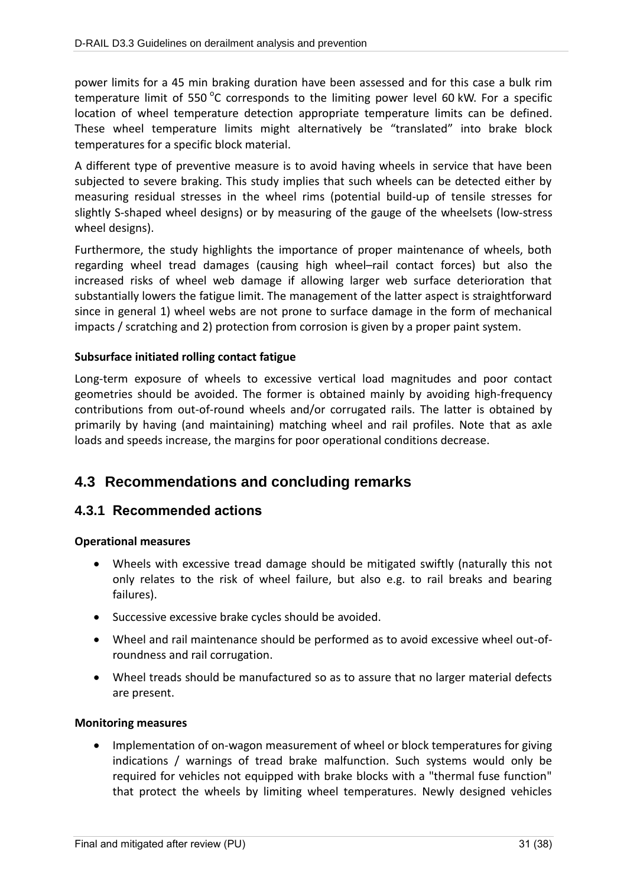power limits for a 45 min braking duration have been assessed and for this case a bulk rim temperature limit of 550 °C corresponds to the limiting power level 60 kW. For a specific location of wheel temperature detection appropriate temperature limits can be defined. These wheel temperature limits might alternatively be "translated" into brake block temperatures for a specific block material.

A different type of preventive measure is to avoid having wheels in service that have been subjected to severe braking. This study implies that such wheels can be detected either by measuring residual stresses in the wheel rims (potential build-up of tensile stresses for slightly S-shaped wheel designs) or by measuring of the gauge of the wheelsets (low-stress wheel designs).

Furthermore, the study highlights the importance of proper maintenance of wheels, both regarding wheel tread damages (causing high wheel–rail contact forces) but also the increased risks of wheel web damage if allowing larger web surface deterioration that substantially lowers the fatigue limit. The management of the latter aspect is straightforward since in general 1) wheel webs are not prone to surface damage in the form of mechanical impacts / scratching and 2) protection from corrosion is given by a proper paint system.

**Subsurface initiated rolling contact fatigue**

Long-term exposure of wheels to excessive vertical load magnitudes and poor contact geometries should be avoided. The former is obtained mainly by avoiding high-frequency contributions from out-of-round wheels and/or corrugated rails. The latter is obtained by primarily by having (and maintaining) matching wheel and rail profiles. Note that as axle loads and speeds increase, the margins for poor operational conditions decrease.

## 4.3 Recommendations and concluding remarks

### 4.3.1 Recommended actions

**Operational measures**

- Wheels with excessive tread damage should be mitigated swiftly (naturally this not only relates to the risk of wheel failure, but also e.g. to rail breaks and bearing failures).
- Successive excessive brake cycles should be avoided.
- Wheel and rail maintenance should be performed as to avoid excessive wheel out-of-roundness and rail corrugation.
- Wheel treads should be manufactured so as to assure that no larger material defects are present.

**Monitoring measures**

- Implementation of on-wagon measurement of wheel or block temperatures for giving indications / warnings of tread brake malfunction. Such systems would only be required for vehicles not equipped with brake blocks with a "thermal fuse function" that protect the wheels by limiting wheel temperatures. Newly designed vehicles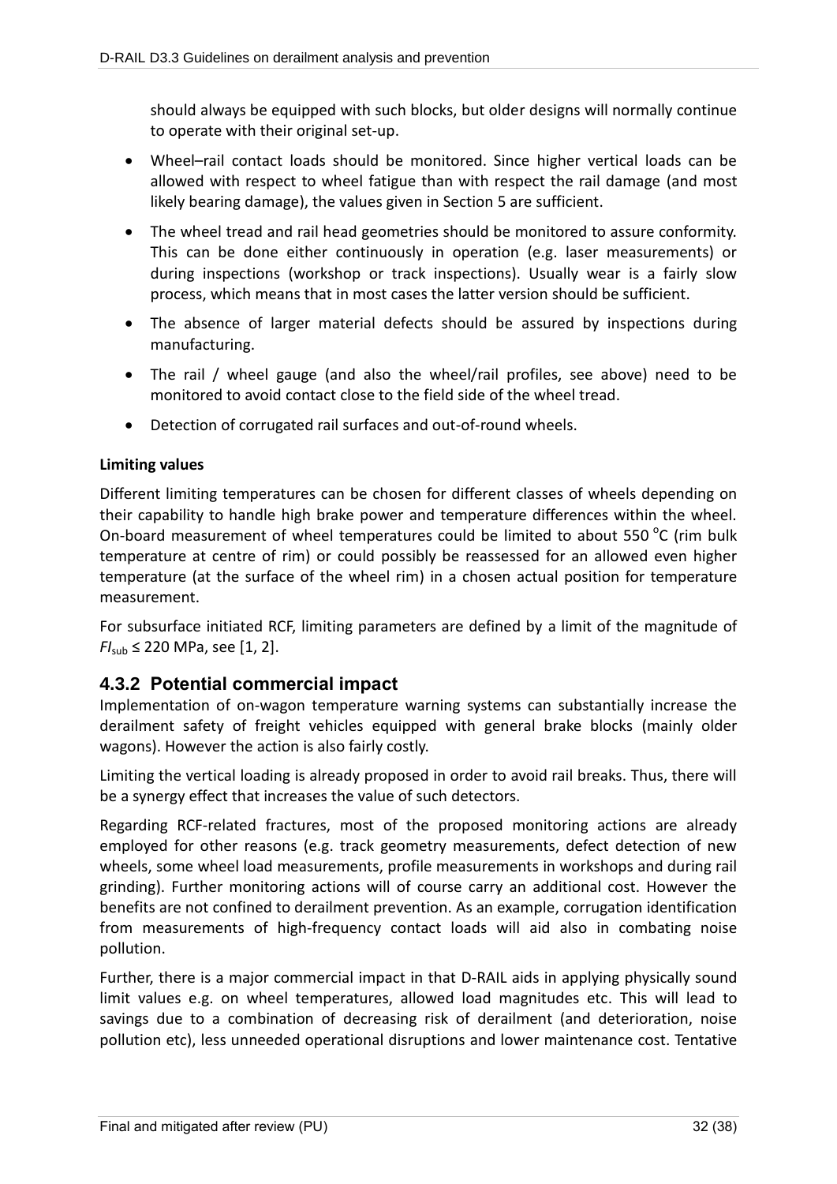should always be equipped with such blocks, but older designs will normally continue to operate with their original set-up.

- Wheel–rail contact loads should be monitored. Since higher vertical loads can be allowed with respect to wheel fatigue than with respect the rail damage (and most likely bearing damage), the values given in Section 5 are sufficient.
- The wheel tread and rail head geometries should be monitored to assure conformity. This can be done either continuously in operation (e.g. laser measurements) or during inspections (workshop or track inspections). Usually wear is a fairly slow process, which means that in most cases the latter version should be sufficient.
- The absence of larger material defects should be assured by inspections during manufacturing.
- The rail / wheel gauge (and also the wheel/rail profiles, see above) need to be monitored to avoid contact close to the field side of the wheel tread.
- Detection of corrugated rail surfaces and out-of-round wheels.

**Limiting values**

Different limiting temperatures can be chosen for different classes of wheels depending on their capability to handle high brake power and temperature differences within the wheel. On-board measurement of wheel temperatures could be limited to about 550 °C (rim bulk temperature at centre of rim) or could possibly be reassessed for an allowed even higher temperature (at the surface of the wheel rim) in a chosen actual position for temperature measurement.

For subsurface initiated RCF, limiting parameters are defined by a limit of the magnitude of $FI_{sub} \leq 220$ MPa, see [1, 2].

### 4.3.2 Potential commercial impact

Implementation of on-wagon temperature warning systems can substantially increase the derailment safety of freight vehicles equipped with general brake blocks (mainly older wagons). However the action is also fairly costly.

Limiting the vertical loading is already proposed in order to avoid rail breaks. Thus, there will be a synergy effect that increases the value of such detectors.

Regarding RCF-related fractures, most of the proposed monitoring actions are already employed for other reasons (e.g. track geometry measurements, defect detection of new wheels, some wheel load measurements, profile measurements in workshops and during rail grinding). Further monitoring actions will of course carry an additional cost. However the benefits are not confined to derailment prevention. As an example, corrugation identification from measurements of high-frequency contact loads will aid also in combating noise pollution.

Further, there is a major commercial impact in that D-RAIL aids in applying physically sound limit values e.g. on wheel temperatures, allowed load magnitudes etc. This will lead to savings due to a combination of decreasing risk of derailment (and deterioration, noise pollution etc), less unneeded operational disruptions and lower maintenance cost. Tentative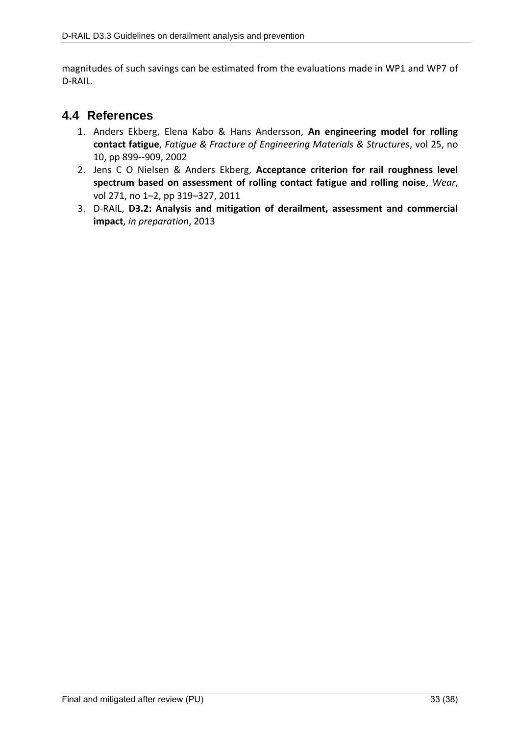magnitudes of such savings can be estimated from the evaluations made in WP1 and WP7 of D-RAIL.

## 4.4 References

1. Anders Ekberg, Elena Kabo & Hans Andersson, **An engineering model for rolling contact fatigue**, *Fatigue & Fracture of Engineering Materials & Structures*, vol 25, no 10, pp 899--909, 2002
2. Jens C O Nielsen & Anders Ekberg, **Acceptance criterion for rail roughness level spectrum based on assessment of rolling contact fatigue and rolling noise**, *Wear*, vol 271, no 1–2, pp 319–327, 2011
3. D-RAIL, **D3.2: Analysis and mitigation of derailment, assessment and commercial impact**, *in preparation*, 2013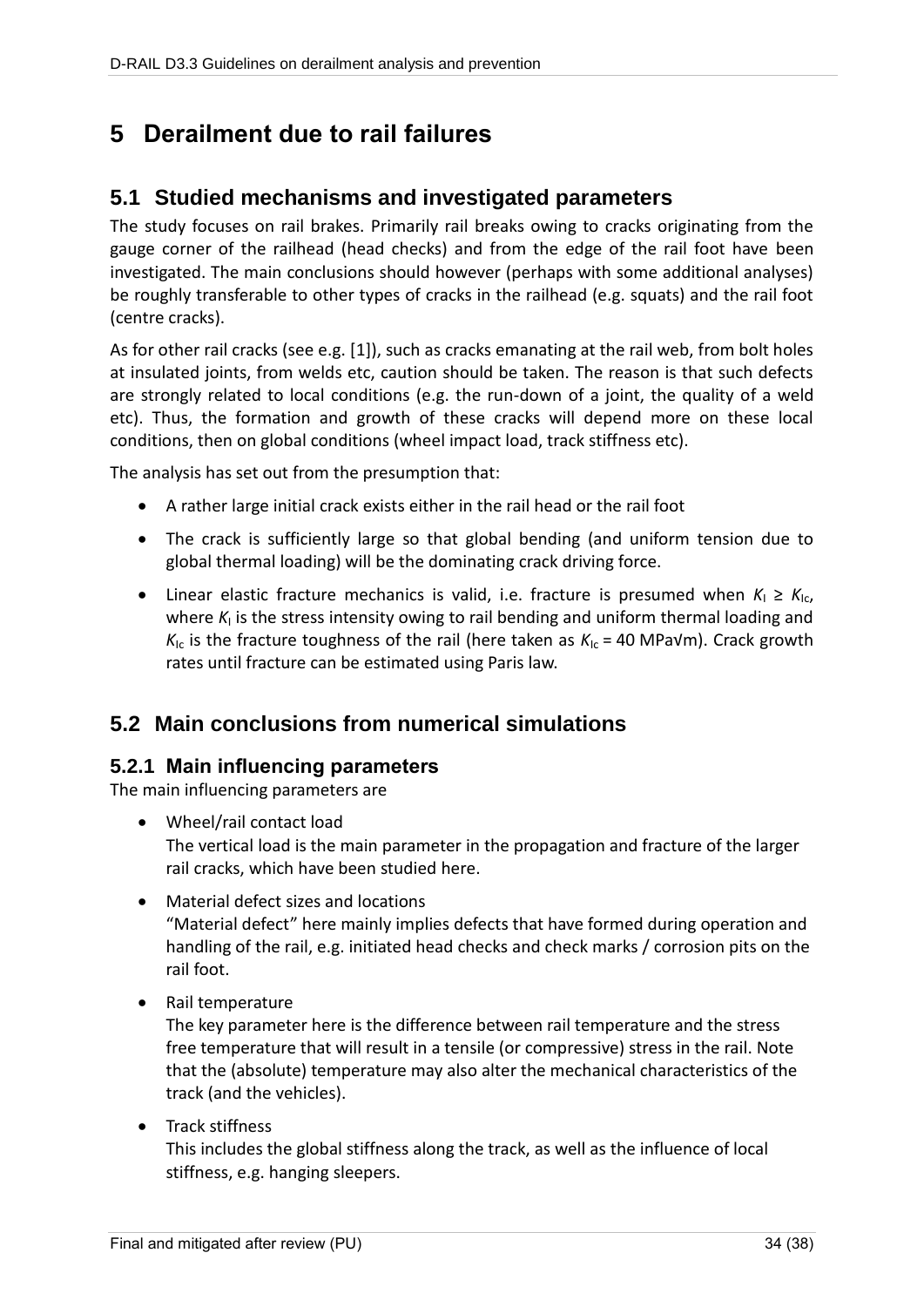# 5 Derailment due to rail failures

## 5.1 Studied mechanisms and investigated parameters

The study focuses on rail brakes. Primarily rail breaks owing to cracks originating from the gauge corner of the railhead (head checks) and from the edge of the rail foot have been investigated. The main conclusions should however (perhaps with some additional analyses) be roughly transferable to other types of cracks in the railhead (e.g. squats) and the rail foot (centre cracks).

As for other rail cracks (see e.g. [1]), such as cracks emanating at the rail web, from bolt holes at insulated joints, from welds etc, caution should be taken. The reason is that such defects are strongly related to local conditions (e.g. the run-down of a joint, the quality of a weld etc). Thus, the formation and growth of these cracks will depend more on these local conditions, then on global conditions (wheel impact load, track stiffness etc).

The analysis has set out from the presumption that:

- A rather large initial crack exists either in the rail head or the rail foot
- The crack is sufficiently large so that global bending (and uniform tension due to global thermal loading) will be the dominating crack driving force.
- Linear elastic fracture mechanics is valid, i.e. fracture is presumed when $K_I \geq K_{Ic}$, where $K_I$ is the stress intensity owing to rail bending and uniform thermal loading and $K_{Ic}$ is the fracture toughness of the rail (here taken as $K_{Ic} = 40$ MPa√m). Crack growth rates until fracture can be estimated using Paris law.

## 5.2 Main conclusions from numerical simulations

### 5.2.1 Main influencing parameters

The main influencing parameters are

- Wheel/rail contact load
  The vertical load is the main parameter in the propagation and fracture of the larger rail cracks, which have been studied here.
- Material defect sizes and locations
  "Material defect" here mainly implies defects that have formed during operation and handling of the rail, e.g. initiated head checks and check marks / corrosion pits on the rail foot.
- Rail temperature
  The key parameter here is the difference between rail temperature and the stress free temperature that will result in a tensile (or compressive) stress in the rail. Note that the (absolute) temperature may also alter the mechanical characteristics of the track (and the vehicles).
- Track stiffness
  This includes the global stiffness along the track, as well as the influence of local stiffness, e.g. hanging sleepers.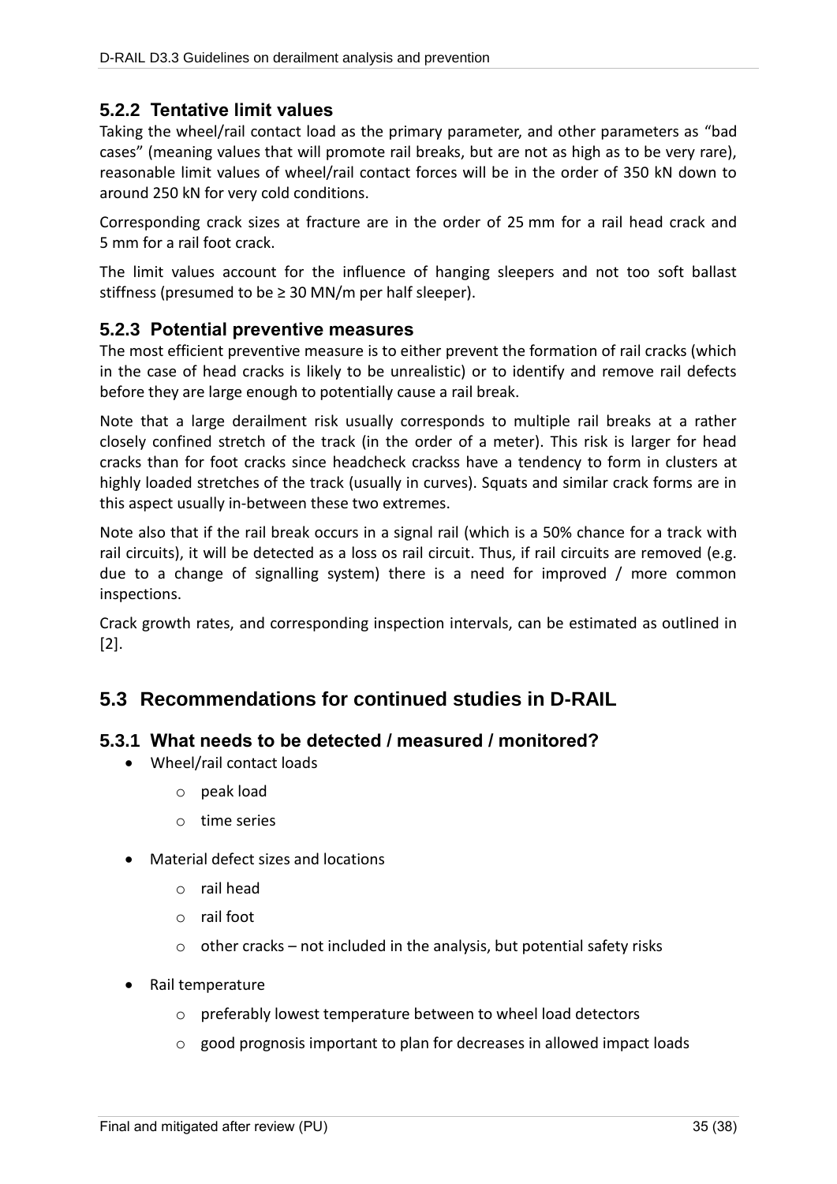### 5.2.2 Tentative limit values

Taking the wheel/rail contact load as the primary parameter, and other parameters as "bad cases" (meaning values that will promote rail breaks, but are not as high as to be very rare), reasonable limit values of wheel/rail contact forces will be in the order of 350 kN down to around 250 kN for very cold conditions.

Corresponding crack sizes at fracture are in the order of 25 mm for a rail head crack and 5 mm for a rail foot crack.

The limit values account for the influence of hanging sleepers and not too soft ballast stiffness (presumed to be ≥ 30 MN/m per half sleeper).

### 5.2.3 Potential preventive measures

The most efficient preventive measure is to either prevent the formation of rail cracks (which in the case of head cracks is likely to be unrealistic) or to identify and remove rail defects before they are large enough to potentially cause a rail break.

Note that a large derailment risk usually corresponds to multiple rail breaks at a rather closely confined stretch of the track (in the order of a meter). This risk is larger for head cracks than for foot cracks since headcheck crackss have a tendency to form in clusters at highly loaded stretches of the track (usually in curves). Squats and similar crack forms are in this aspect usually in-between these two extremes.

Note also that if the rail break occurs in a signal rail (which is a 50% chance for a track with rail circuits), it will be detected as a loss os rail circuit. Thus, if rail circuits are removed (e.g. due to a change of signalling system) there is a need for improved / more common inspections.

Crack growth rates, and corresponding inspection intervals, can be estimated as outlined in [2].

## 5.3 Recommendations for continued studies in D-RAIL

### 5.3.1 What needs to be detected / measured / monitored?

- Wheel/rail contact loads
  - peak load
  - time series
- Material defect sizes and locations
  - rail head
  - rail foot
  - other cracks – not included in the analysis, but potential safety risks
- Rail temperature
  - preferably lowest temperature between to wheel load detectors
  - good prognosis important to plan for decreases in allowed impact loads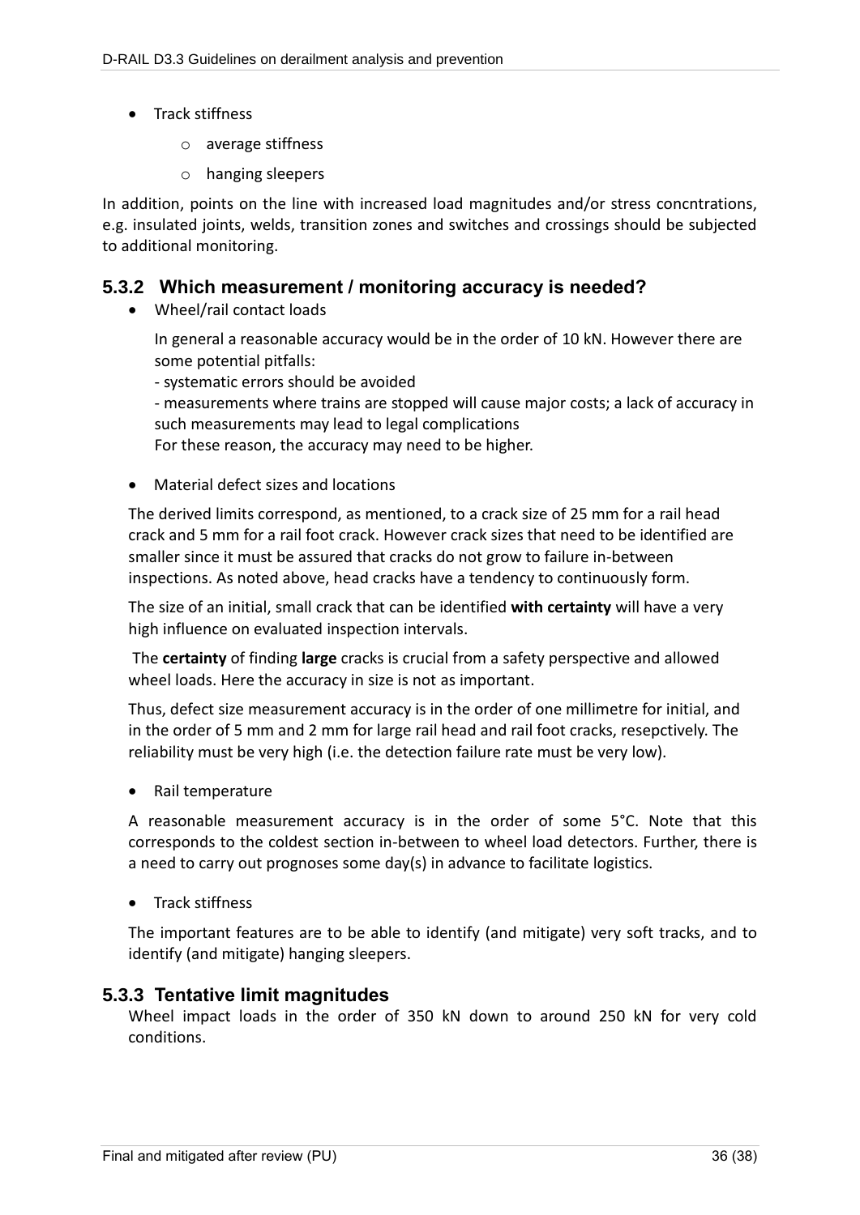- Track stiffness
    - average stiffness
    - hanging sleepers

In addition, points on the line with increased load magnitudes and/or stress concntrations, e.g. insulated joints, welds, transition zones and switches and crossings should be subjected to additional monitoring.

### 5.3.2 Which measurement / monitoring accuracy is needed?

- Wheel/rail contact loads

  In general a reasonable accuracy would be in the order of 10 kN. However there are some potential pitfalls:
  - systematic errors should be avoided
  - measurements where trains are stopped will cause major costs; a lack of accuracy in such measurements may lead to legal complications
  For these reason, the accuracy may need to be higher.

- Material defect sizes and locations

  The derived limits correspond, as mentioned, to a crack size of 25 mm for a rail head crack and 5 mm for a rail foot crack. However crack sizes that need to be identified are smaller since it must be assured that cracks do not grow to failure in-between inspections. As noted above, head cracks have a tendency to continuously form.

  The size of an initial, small crack that can be identified **with certainty** will have a very high influence on evaluated inspection intervals.

  The **certainty** of finding **large** cracks is crucial from a safety perspective and allowed wheel loads. Here the accuracy in size is not as important.

  Thus, defect size measurement accuracy is in the order of one millimetre for initial, and in the order of 5 mm and 2 mm for large rail head and rail foot cracks, resepctively. The reliability must be very high (i.e. the detection failure rate must be very low).

- Rail temperature

  A reasonable measurement accuracy is in the order of some 5°C. Note that this corresponds to the coldest section in-between to wheel load detectors. Further, there is a need to carry out prognoses some day(s) in advance to facilitate logistics.

- Track stiffness

  The important features are to be able to identify (and mitigate) very soft tracks, and to identify (and mitigate) hanging sleepers.

### 5.3.3 Tentative limit magnitudes

Wheel impact loads in the order of 350 kN down to around 250 kN for very cold conditions.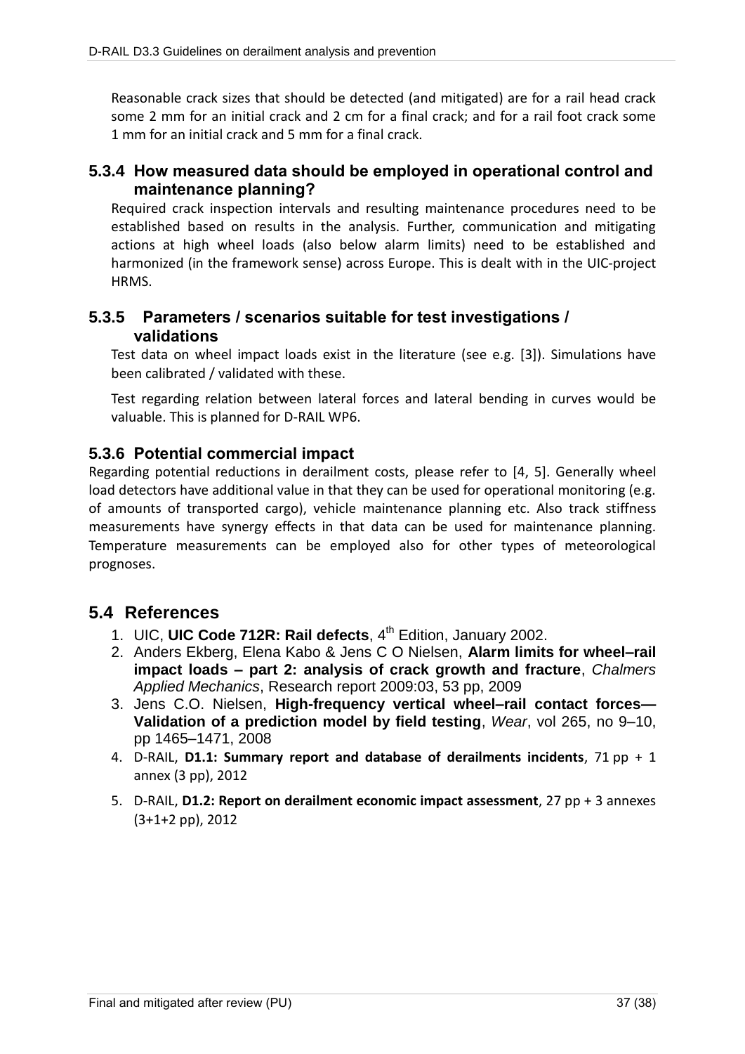Reasonable crack sizes that should be detected (and mitigated) are for a rail head crack some 2 mm for an initial crack and 2 cm for a final crack; and for a rail foot crack some 1 mm for an initial crack and 5 mm for a final crack.

### 5.3.4 How measured data should be employed in operational control and maintenance planning?

Required crack inspection intervals and resulting maintenance procedures need to be established based on results in the analysis. Further, communication and mitigating actions at high wheel loads (also below alarm limits) need to be established and harmonized (in the framework sense) across Europe. This is dealt with in the UIC-project HRMS.

### 5.3.5 Parameters / scenarios suitable for test investigations / validations

Test data on wheel impact loads exist in the literature (see e.g. [3]). Simulations have been calibrated / validated with these.

Test regarding relation between lateral forces and lateral bending in curves would be valuable. This is planned for D-RAIL WP6.

### 5.3.6 Potential commercial impact

Regarding potential reductions in derailment costs, please refer to [4, 5]. Generally wheel load detectors have additional value in that they can be used for operational monitoring (e.g. of amounts of transported cargo), vehicle maintenance planning etc. Also track stiffness measurements have synergy effects in that data can be used for maintenance planning. Temperature measurements can be employed also for other types of meteorological prognoses.

## 5.4 References

1. UIC, **UIC Code 712R: Rail defects**, 4th Edition, January 2002.
2. Anders Ekberg, Elena Kabo & Jens C O Nielsen, **Alarm limits for wheel–rail impact loads – part 2: analysis of crack growth and fracture**, *Chalmers Applied Mechanics*, Research report 2009:03, 53 pp, 2009
3. Jens C.O. Nielsen, **High-frequency vertical wheel–rail contact forces—Validation of a prediction model by field testing**, *Wear*, vol 265, no 9–10, pp 1465–1471, 2008
4. D-RAIL, **D1.1: Summary report and database of derailments incidents**, 71 pp + 1 annex (3 pp), 2012
5. D-RAIL, **D1.2: Report on derailment economic impact assessment**, 27 pp + 3 annexes (3+1+2 pp), 2012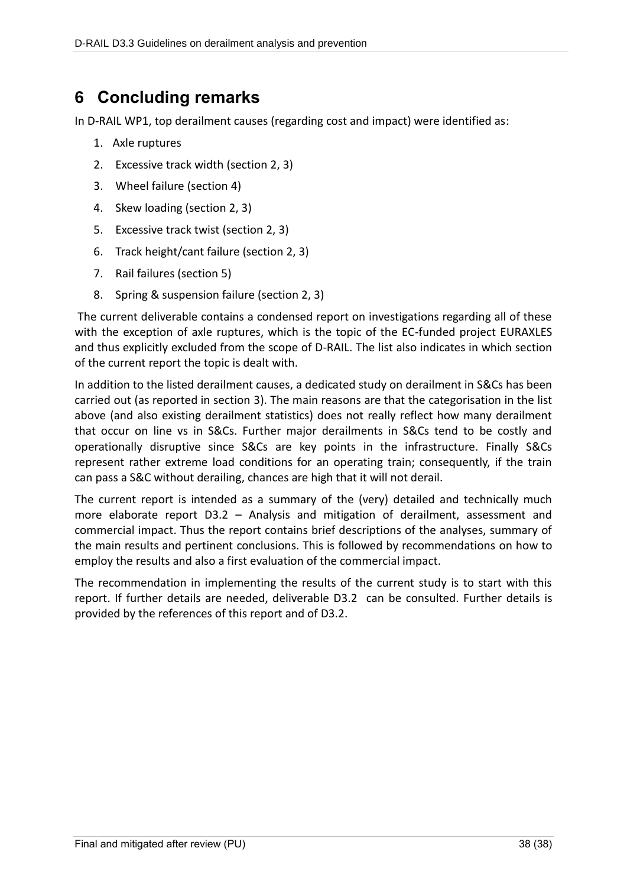# 6 Concluding remarks

In D-RAIL WP1, top derailment causes (regarding cost and impact) were identified as:

1. Axle ruptures
2. Excessive track width (section 2, 3)
3. Wheel failure (section 4)
4. Skew loading (section 2, 3)
5. Excessive track twist (section 2, 3)
6. Track height/cant failure (section 2, 3)
7. Rail failures (section 5)
8. Spring & suspension failure (section 2, 3)

The current deliverable contains a condensed report on investigations regarding all of these with the exception of axle ruptures, which is the topic of the EC-funded project EURAXLES and thus explicitly excluded from the scope of D-RAIL. The list also indicates in which section of the current report the topic is dealt with.

In addition to the listed derailment causes, a dedicated study on derailment in S&Cs has been carried out (as reported in section 3). The main reasons are that the categorisation in the list above (and also existing derailment statistics) does not really reflect how many derailment that occur on line vs in S&Cs. Further major derailments in S&Cs tend to be costly and operationally disruptive since S&Cs are key points in the infrastructure. Finally S&Cs represent rather extreme load conditions for an operating train; consequently, if the train can pass a S&C without derailing, chances are high that it will not derail.

The current report is intended as a summary of the (very) detailed and technically much more elaborate report D3.2 – Analysis and mitigation of derailment, assessment and commercial impact. Thus the report contains brief descriptions of the analyses, summary of the main results and pertinent conclusions. This is followed by recommendations on how to employ the results and also a first evaluation of the commercial impact.

The recommendation in implementing the results of the current study is to start with this report. If further details are needed, deliverable D3.2 can be consulted. Further details is provided by the references of this report and of D3.2.